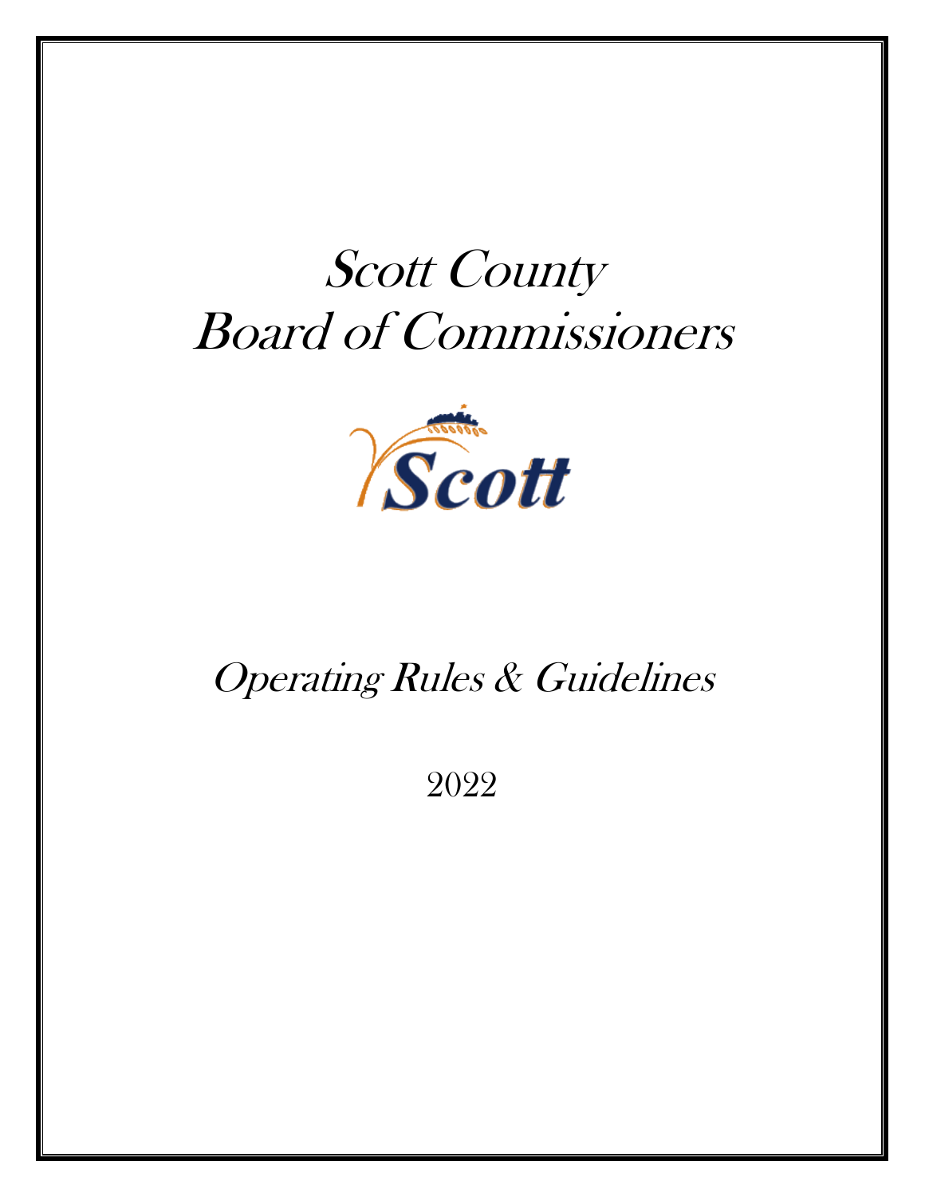# Scott County Board of Commissioners

## Operating Rules & Guidelines

2022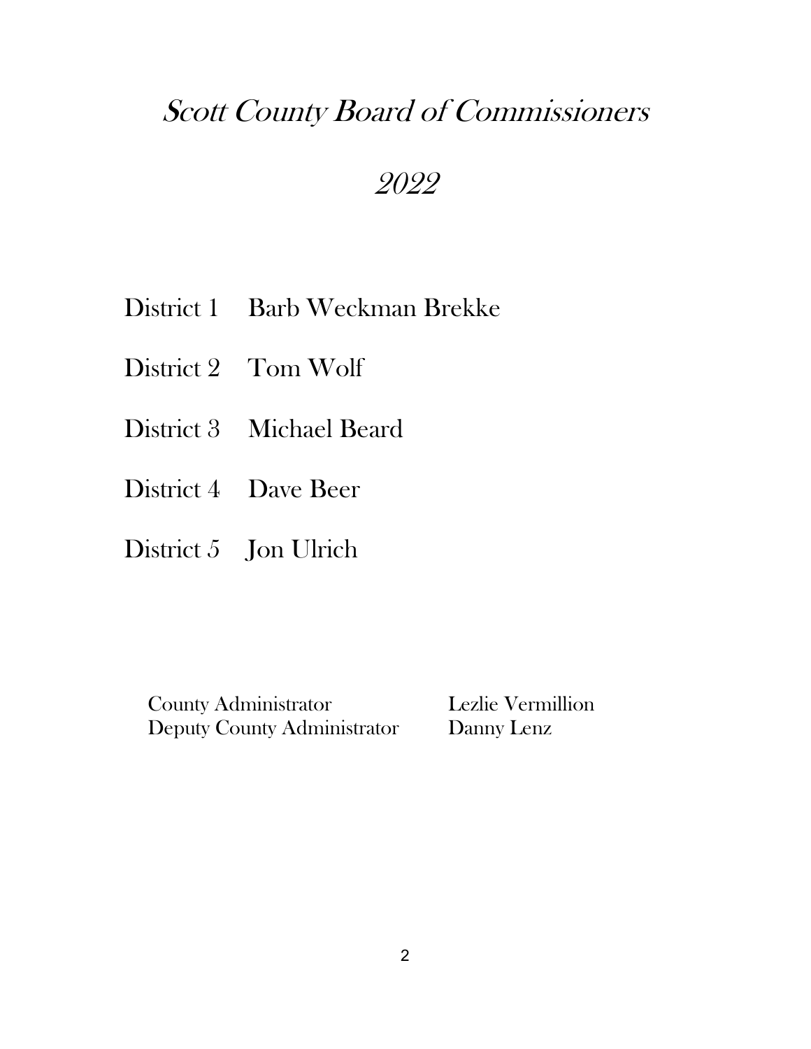# *Scott County Board of Commissioners*

## *2022*

District 1 Barb Weckman Brekke

District 2 Tom Wolf

District 3 Michael Beard

District 4 Dave Beer

District 5 Jon Ulrich

County Administrator Lezlie Vermillion
Deputy County Administrator Danny Lenz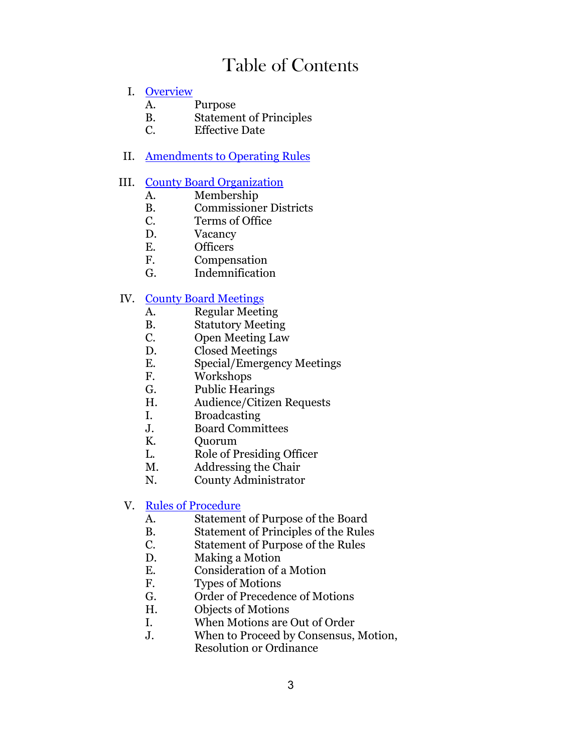# Table of Contents

I. [Overview]
   - A. Purpose
   - B. Statement of Principles
   - C. Effective Date

II. [Amendments to Operating Rules]

III. [County Board Organization]
   - A. Membership
   - B. Commissioner Districts
   - C. Terms of Office
   - D. Vacancy
   - E. Officers
   - F. Compensation
   - G. Indemnification

IV. [County Board Meetings]
   - A. Regular Meeting
   - B. Statutory Meeting
   - C. Open Meeting Law
   - D. Closed Meetings
   - E. Special/Emergency Meetings
   - F. Workshops
   - G. Public Hearings
   - H. Audience/Citizen Requests
   - I. Broadcasting
   - J. Board Committees
   - K. Quorum
   - L. Role of Presiding Officer
   - M. Addressing the Chair
   - N. County Administrator

V. [Rules of Procedure]
   - A. Statement of Purpose of the Board
   - B. Statement of Principles of the Rules
   - C. Statement of Purpose of the Rules
   - D. Making a Motion
   - E. Consideration of a Motion
   - F. Types of Motions
   - G. Order of Precedence of Motions
   - H. Objects of Motions
   - I. When Motions are Out of Order
   - J. When to Proceed by Consensus, Motion, Resolution or Ordinance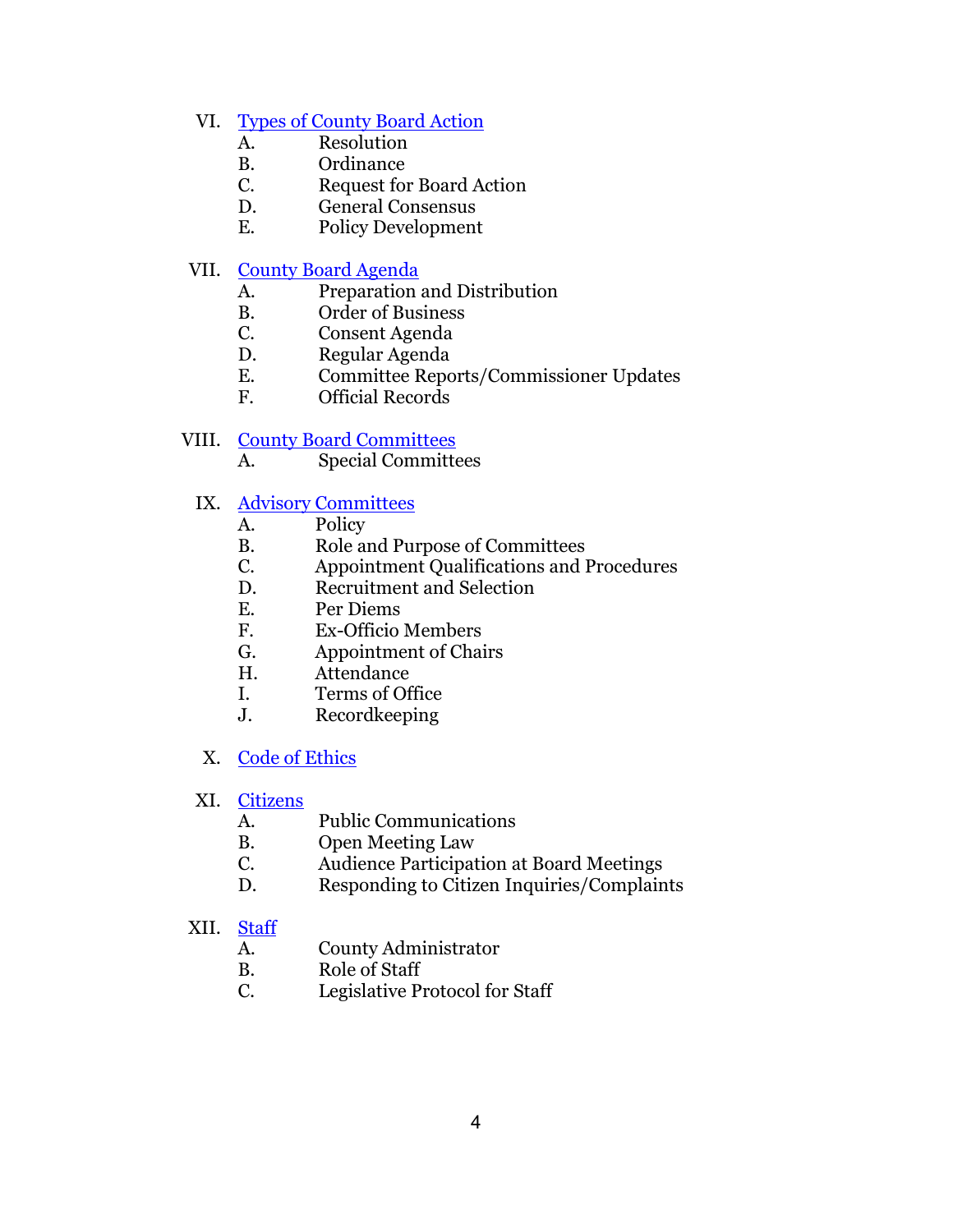VI. Types of County Board Action
   A. Resolution
   B. Ordinance
   C. Request for Board Action
   D. General Consensus
   E. Policy Development

VII. County Board Agenda
   A. Preparation and Distribution
   B. Order of Business
   C. Consent Agenda
   D. Regular Agenda
   E. Committee Reports/Commissioner Updates
   F. Official Records

VIII. County Board Committees
   A. Special Committees

IX. Advisory Committees
   A. Policy
   B. Role and Purpose of Committees
   C. Appointment Qualifications and Procedures
   D. Recruitment and Selection
   E. Per Diems
   F. Ex-Officio Members
   G. Appointment of Chairs
   H. Attendance
   I. Terms of Office
   J. Recordkeeping

X. Code of Ethics

XI. Citizens
   A. Public Communications
   B. Open Meeting Law
   C. Audience Participation at Board Meetings
   D. Responding to Citizen Inquiries/Complaints

XII. Staff
   A. County Administrator
   B. Role of Staff
   C. Legislative Protocol for Staff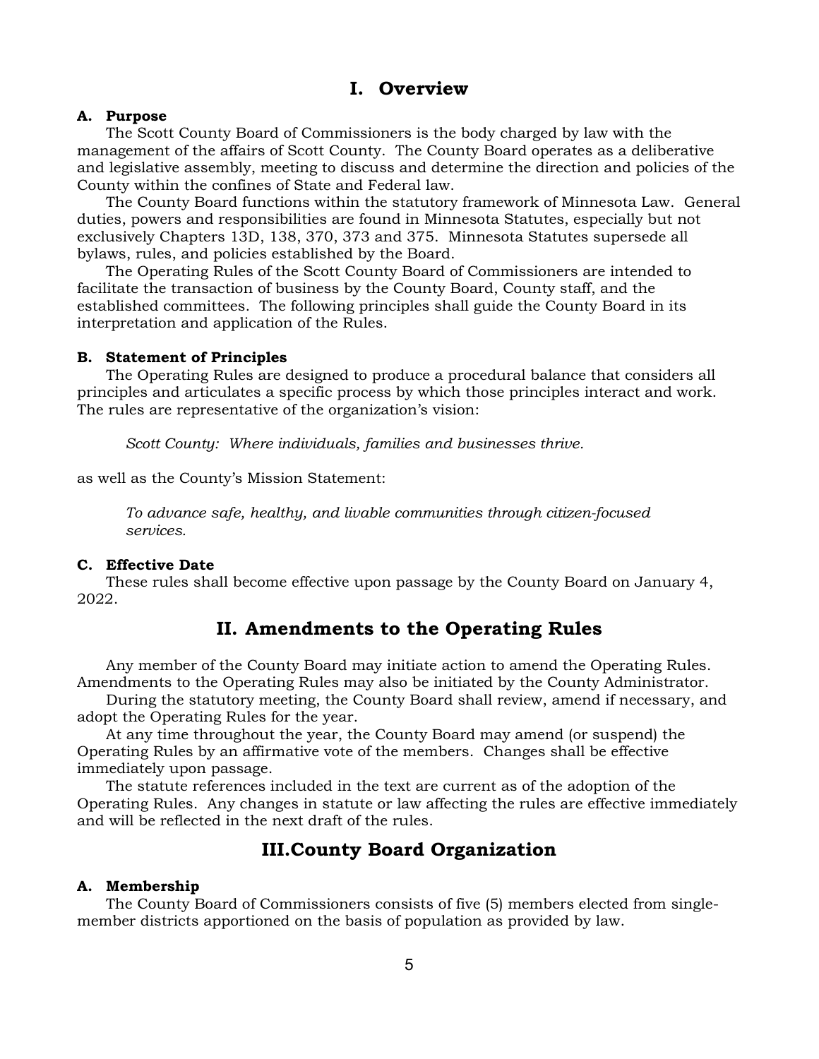# I. Overview

### A. Purpose

The Scott County Board of Commissioners is the body charged by law with the management of the affairs of Scott County. The County Board operates as a deliberative and legislative assembly, meeting to discuss and determine the direction and policies of the County within the confines of State and Federal law.

The County Board functions within the statutory framework of Minnesota Law. General duties, powers and responsibilities are found in Minnesota Statutes, especially but not exclusively Chapters 13D, 138, 370, 373 and 375. Minnesota Statutes supersede all bylaws, rules, and policies established by the Board.

The Operating Rules of the Scott County Board of Commissioners are intended to facilitate the transaction of business by the County Board, County staff, and the established committees. The following principles shall guide the County Board in its interpretation and application of the Rules.

### B. Statement of Principles

The Operating Rules are designed to produce a procedural balance that considers all principles and articulates a specific process by which those principles interact and work. The rules are representative of the organization's vision:

> *Scott County: Where individuals, families and businesses thrive.*

as well as the County's Mission Statement:

> *To advance safe, healthy, and livable communities through citizen-focused services.*

### C. Effective Date

These rules shall become effective upon passage by the County Board on January 4, 2022.

# II. Amendments to the Operating Rules

Any member of the County Board may initiate action to amend the Operating Rules. Amendments to the Operating Rules may also be initiated by the County Administrator.

During the statutory meeting, the County Board shall review, amend if necessary, and adopt the Operating Rules for the year.

At any time throughout the year, the County Board may amend (or suspend) the Operating Rules by an affirmative vote of the members. Changes shall be effective immediately upon passage.

The statute references included in the text are current as of the adoption of the Operating Rules. Any changes in statute or law affecting the rules are effective immediately and will be reflected in the next draft of the rules.

# III. County Board Organization

### A. Membership

The County Board of Commissioners consists of five (5) members elected from single-member districts apportioned on the basis of population as provided by law.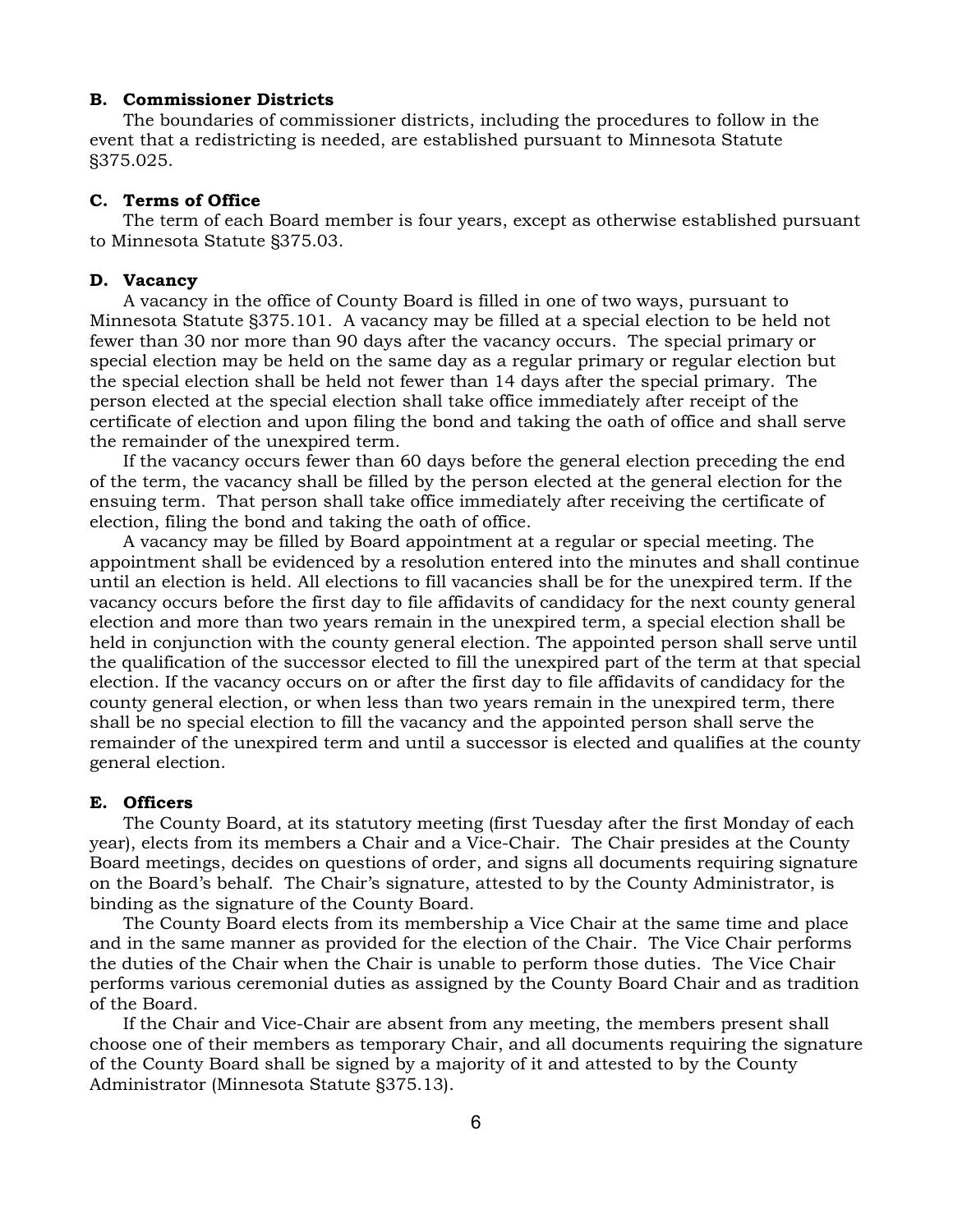### B. Commissioner Districts

The boundaries of commissioner districts, including the procedures to follow in the event that a redistricting is needed, are established pursuant to Minnesota Statute §375.025.

### C. Terms of Office

The term of each Board member is four years, except as otherwise established pursuant to Minnesota Statute §375.03.

### D. Vacancy

A vacancy in the office of County Board is filled in one of two ways, pursuant to Minnesota Statute §375.101. A vacancy may be filled at a special election to be held not fewer than 30 nor more than 90 days after the vacancy occurs. The special primary or special election may be held on the same day as a regular primary or regular election but the special election shall be held not fewer than 14 days after the special primary. The person elected at the special election shall take office immediately after receipt of the certificate of election and upon filing the bond and taking the oath of office and shall serve the remainder of the unexpired term.

If the vacancy occurs fewer than 60 days before the general election preceding the end of the term, the vacancy shall be filled by the person elected at the general election for the ensuing term. That person shall take office immediately after receiving the certificate of election, filing the bond and taking the oath of office.

A vacancy may be filled by Board appointment at a regular or special meeting. The appointment shall be evidenced by a resolution entered into the minutes and shall continue until an election is held. All elections to fill vacancies shall be for the unexpired term. If the vacancy occurs before the first day to file affidavits of candidacy for the next county general election and more than two years remain in the unexpired term, a special election shall be held in conjunction with the county general election. The appointed person shall serve until the qualification of the successor elected to fill the unexpired part of the term at that special election. If the vacancy occurs on or after the first day to file affidavits of candidacy for the county general election, or when less than two years remain in the unexpired term, there shall be no special election to fill the vacancy and the appointed person shall serve the remainder of the unexpired term and until a successor is elected and qualifies at the county general election.

### E. Officers

The County Board, at its statutory meeting (first Tuesday after the first Monday of each year), elects from its members a Chair and a Vice-Chair. The Chair presides at the County Board meetings, decides on questions of order, and signs all documents requiring signature on the Board's behalf. The Chair's signature, attested to by the County Administrator, is binding as the signature of the County Board.

The County Board elects from its membership a Vice Chair at the same time and place and in the same manner as provided for the election of the Chair. The Vice Chair performs the duties of the Chair when the Chair is unable to perform those duties. The Vice Chair performs various ceremonial duties as assigned by the County Board Chair and as tradition of the Board.

If the Chair and Vice-Chair are absent from any meeting, the members present shall choose one of their members as temporary Chair, and all documents requiring the signature of the County Board shall be signed by a majority of it and attested to by the County Administrator (Minnesota Statute §375.13).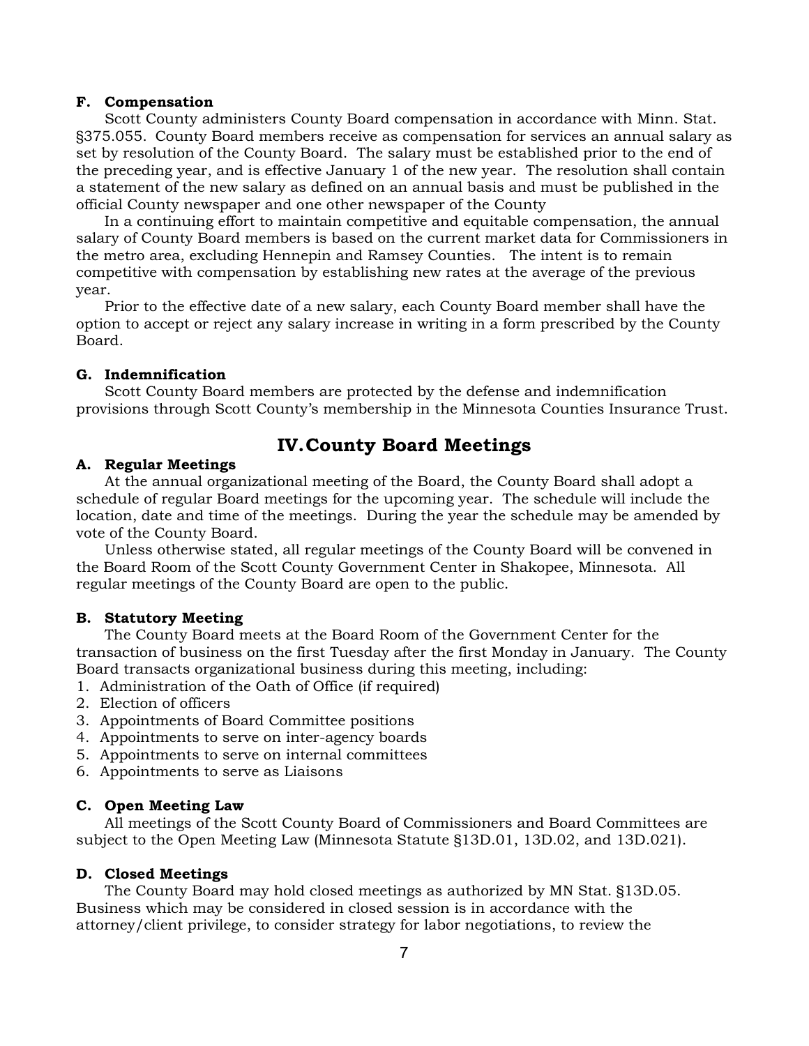**F. Compensation**

Scott County administers County Board compensation in accordance with Minn. Stat. §375.055. County Board members receive as compensation for services an annual salary as set by resolution of the County Board. The salary must be established prior to the end of the preceding year, and is effective January 1 of the new year. The resolution shall contain a statement of the new salary as defined on an annual basis and must be published in the official County newspaper and one other newspaper of the County

In a continuing effort to maintain competitive and equitable compensation, the annual salary of County Board members is based on the current market data for Commissioners in the metro area, excluding Hennepin and Ramsey Counties. The intent is to remain competitive with compensation by establishing new rates at the average of the previous year.

Prior to the effective date of a new salary, each County Board member shall have the option to accept or reject any salary increase in writing in a form prescribed by the County Board.

**G. Indemnification**

Scott County Board members are protected by the defense and indemnification provisions through Scott County's membership in the Minnesota Counties Insurance Trust.

## IV. County Board Meetings

**A. Regular Meetings**

At the annual organizational meeting of the Board, the County Board shall adopt a schedule of regular Board meetings for the upcoming year. The schedule will include the location, date and time of the meetings. During the year the schedule may be amended by vote of the County Board.

Unless otherwise stated, all regular meetings of the County Board will be convened in the Board Room of the Scott County Government Center in Shakopee, Minnesota. All regular meetings of the County Board are open to the public.

**B. Statutory Meeting**

The County Board meets at the Board Room of the Government Center for the transaction of business on the first Tuesday after the first Monday in January. The County Board transacts organizational business during this meeting, including:

1. Administration of the Oath of Office (if required)
2. Election of officers
3. Appointments of Board Committee positions
4. Appointments to serve on inter-agency boards
5. Appointments to serve on internal committees
6. Appointments to serve as Liaisons

**C. Open Meeting Law**

All meetings of the Scott County Board of Commissioners and Board Committees are subject to the Open Meeting Law (Minnesota Statute §13D.01, 13D.02, and 13D.021).

**D. Closed Meetings**

The County Board may hold closed meetings as authorized by MN Stat. §13D.05. Business which may be considered in closed session is in accordance with the attorney/client privilege, to consider strategy for labor negotiations, to review the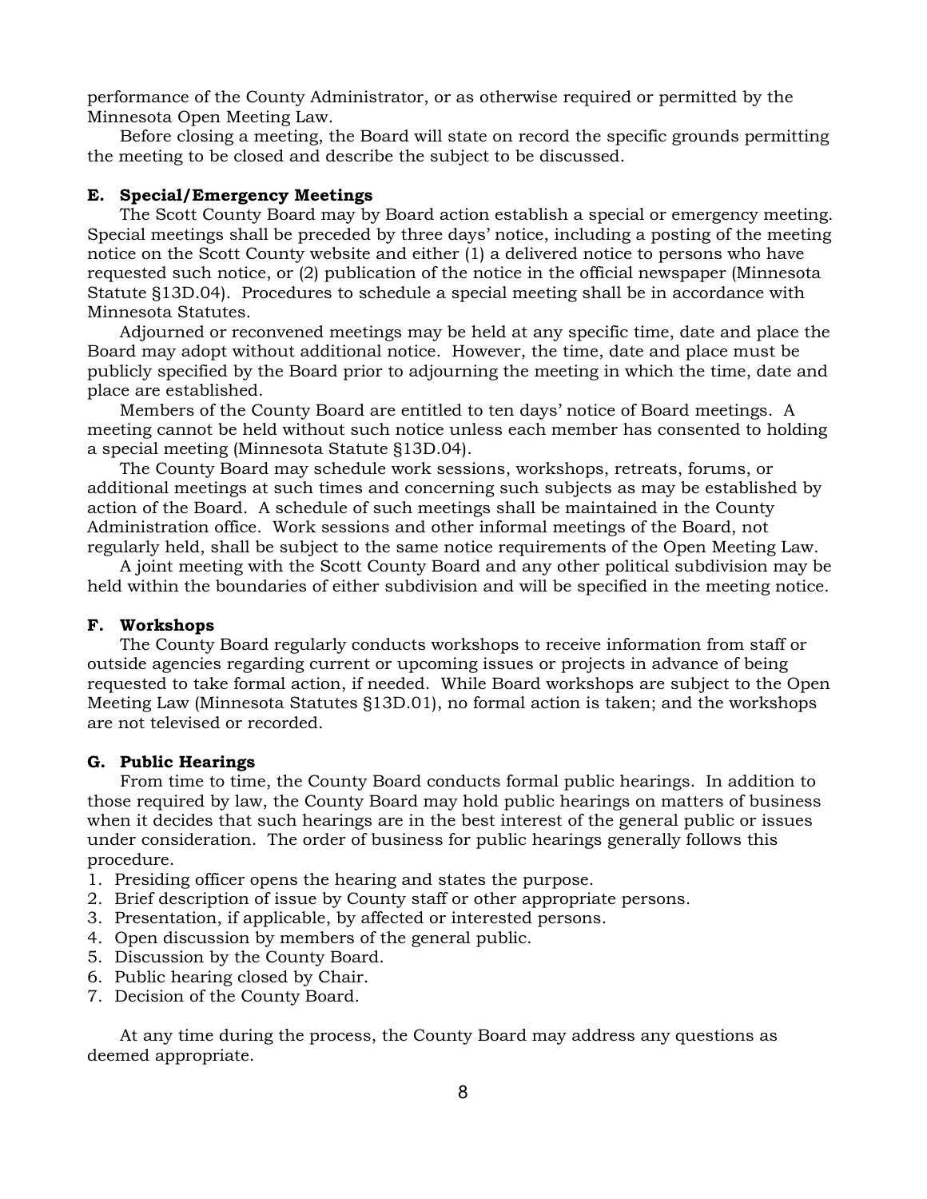performance of the County Administrator, or as otherwise required or permitted by the Minnesota Open Meeting Law.

Before closing a meeting, the Board will state on record the specific grounds permitting the meeting to be closed and describe the subject to be discussed.

### E. Special/Emergency Meetings

The Scott County Board may by Board action establish a special or emergency meeting. Special meetings shall be preceded by three days' notice, including a posting of the meeting notice on the Scott County website and either (1) a delivered notice to persons who have requested such notice, or (2) publication of the notice in the official newspaper (Minnesota Statute §13D.04). Procedures to schedule a special meeting shall be in accordance with Minnesota Statutes.

Adjourned or reconvened meetings may be held at any specific time, date and place the Board may adopt without additional notice. However, the time, date and place must be publicly specified by the Board prior to adjourning the meeting in which the time, date and place are established.

Members of the County Board are entitled to ten days' notice of Board meetings. A meeting cannot be held without such notice unless each member has consented to holding a special meeting (Minnesota Statute §13D.04).

The County Board may schedule work sessions, workshops, retreats, forums, or additional meetings at such times and concerning such subjects as may be established by action of the Board. A schedule of such meetings shall be maintained in the County Administration office. Work sessions and other informal meetings of the Board, not regularly held, shall be subject to the same notice requirements of the Open Meeting Law.

A joint meeting with the Scott County Board and any other political subdivision may be held within the boundaries of either subdivision and will be specified in the meeting notice.

### F. Workshops

The County Board regularly conducts workshops to receive information from staff or outside agencies regarding current or upcoming issues or projects in advance of being requested to take formal action, if needed. While Board workshops are subject to the Open Meeting Law (Minnesota Statutes §13D.01), no formal action is taken; and the workshops are not televised or recorded.

### G. Public Hearings

From time to time, the County Board conducts formal public hearings. In addition to those required by law, the County Board may hold public hearings on matters of business when it decides that such hearings are in the best interest of the general public or issues under consideration. The order of business for public hearings generally follows this procedure.

1. Presiding officer opens the hearing and states the purpose.
2. Brief description of issue by County staff or other appropriate persons.
3. Presentation, if applicable, by affected or interested persons.
4. Open discussion by members of the general public.
5. Discussion by the County Board.
6. Public hearing closed by Chair.
7. Decision of the County Board.

At any time during the process, the County Board may address any questions as deemed appropriate.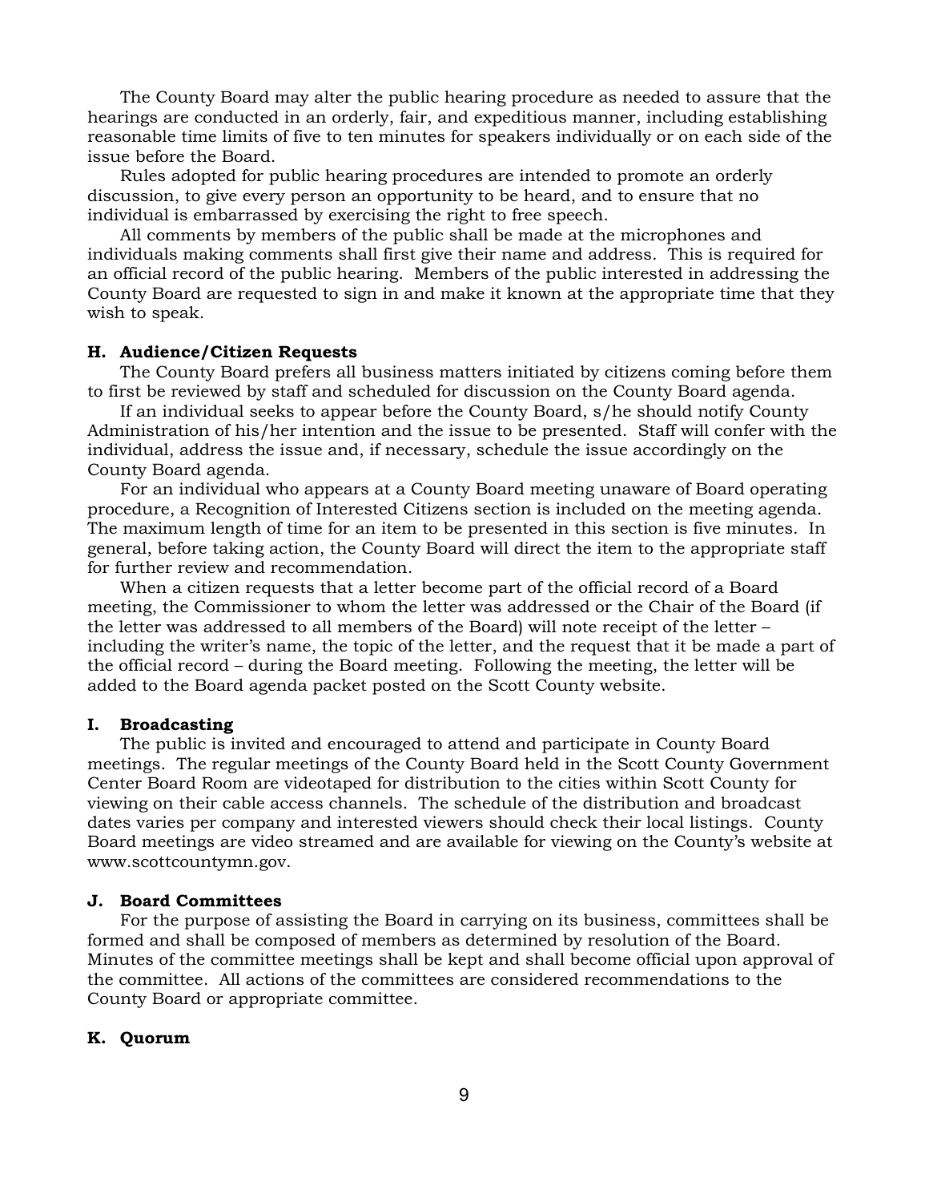The County Board may alter the public hearing procedure as needed to assure that the hearings are conducted in an orderly, fair, and expeditious manner, including establishing reasonable time limits of five to ten minutes for speakers individually or on each side of the issue before the Board.

Rules adopted for public hearing procedures are intended to promote an orderly discussion, to give every person an opportunity to be heard, and to ensure that no individual is embarrassed by exercising the right to free speech.

All comments by members of the public shall be made at the microphones and individuals making comments shall first give their name and address. This is required for an official record of the public hearing. Members of the public interested in addressing the County Board are requested to sign in and make it known at the appropriate time that they wish to speak.

### H. Audience/Citizen Requests

The County Board prefers all business matters initiated by citizens coming before them to first be reviewed by staff and scheduled for discussion on the County Board agenda.

If an individual seeks to appear before the County Board, s/he should notify County Administration of his/her intention and the issue to be presented. Staff will confer with the individual, address the issue and, if necessary, schedule the issue accordingly on the County Board agenda.

For an individual who appears at a County Board meeting unaware of Board operating procedure, a Recognition of Interested Citizens section is included on the meeting agenda. The maximum length of time for an item to be presented in this section is five minutes. In general, before taking action, the County Board will direct the item to the appropriate staff for further review and recommendation.

When a citizen requests that a letter become part of the official record of a Board meeting, the Commissioner to whom the letter was addressed or the Chair of the Board (if the letter was addressed to all members of the Board) will note receipt of the letter – including the writer's name, the topic of the letter, and the request that it be made a part of the official record – during the Board meeting. Following the meeting, the letter will be added to the Board agenda packet posted on the Scott County website.

### I. Broadcasting

The public is invited and encouraged to attend and participate in County Board meetings. The regular meetings of the County Board held in the Scott County Government Center Board Room are videotaped for distribution to the cities within Scott County for viewing on their cable access channels. The schedule of the distribution and broadcast dates varies per company and interested viewers should check their local listings. County Board meetings are video streamed and are available for viewing on the County's website at www.scottcountymn.gov.

### J. Board Committees

For the purpose of assisting the Board in carrying on its business, committees shall be formed and shall be composed of members as determined by resolution of the Board. Minutes of the committee meetings shall be kept and shall become official upon approval of the committee. All actions of the committees are considered recommendations to the County Board or appropriate committee.

### K. Quorum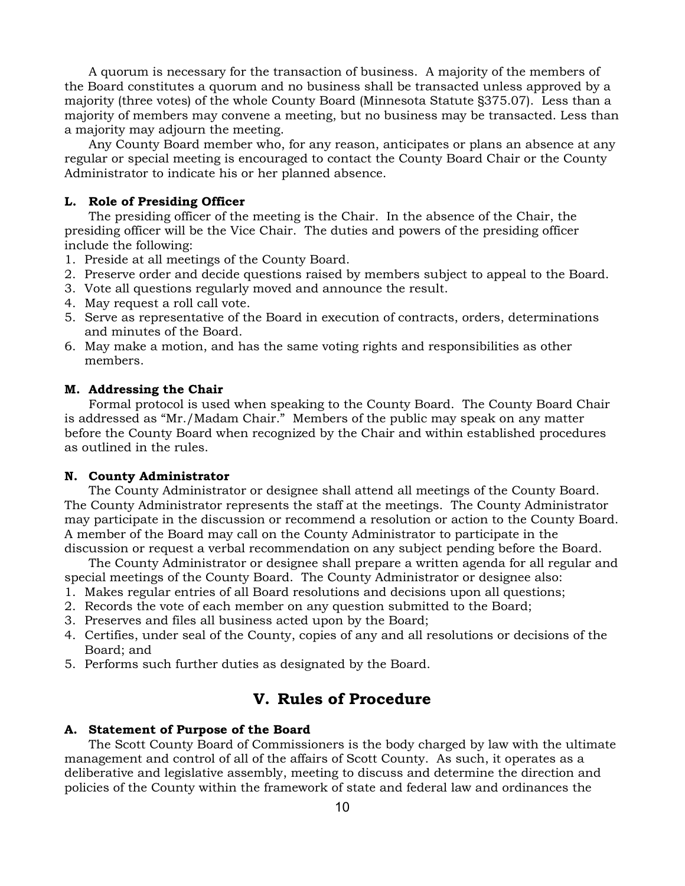A quorum is necessary for the transaction of business. A majority of the members of the Board constitutes a quorum and no business shall be transacted unless approved by a majority (three votes) of the whole County Board (Minnesota Statute §375.07). Less than a majority of members may convene a meeting, but no business may be transacted. Less than a majority may adjourn the meeting.

Any County Board member who, for any reason, anticipates or plans an absence at any regular or special meeting is encouraged to contact the County Board Chair or the County Administrator to indicate his or her planned absence.

#### L. Role of Presiding Officer

The presiding officer of the meeting is the Chair. In the absence of the Chair, the presiding officer will be the Vice Chair. The duties and powers of the presiding officer include the following:

1. Preside at all meetings of the County Board.
2. Preserve order and decide questions raised by members subject to appeal to the Board.
3. Vote all questions regularly moved and announce the result.
4. May request a roll call vote.
5. Serve as representative of the Board in execution of contracts, orders, determinations and minutes of the Board.
6. May make a motion, and has the same voting rights and responsibilities as other members.

#### M. Addressing the Chair

Formal protocol is used when speaking to the County Board. The County Board Chair is addressed as "Mr./Madam Chair." Members of the public may speak on any matter before the County Board when recognized by the Chair and within established procedures as outlined in the rules.

#### N. County Administrator

The County Administrator or designee shall attend all meetings of the County Board. The County Administrator represents the staff at the meetings. The County Administrator may participate in the discussion or recommend a resolution or action to the County Board. A member of the Board may call on the County Administrator to participate in the discussion or request a verbal recommendation on any subject pending before the Board.

The County Administrator or designee shall prepare a written agenda for all regular and special meetings of the County Board. The County Administrator or designee also:

1. Makes regular entries of all Board resolutions and decisions upon all questions;
2. Records the vote of each member on any question submitted to the Board;
3. Preserves and files all business acted upon by the Board;
4. Certifies, under seal of the County, copies of any and all resolutions or decisions of the Board; and
5. Performs such further duties as designated by the Board.

## V. Rules of Procedure

#### A. Statement of Purpose of the Board

The Scott County Board of Commissioners is the body charged by law with the ultimate management and control of all of the affairs of Scott County. As such, it operates as a deliberative and legislative assembly, meeting to discuss and determine the direction and policies of the County within the framework of state and federal law and ordinances the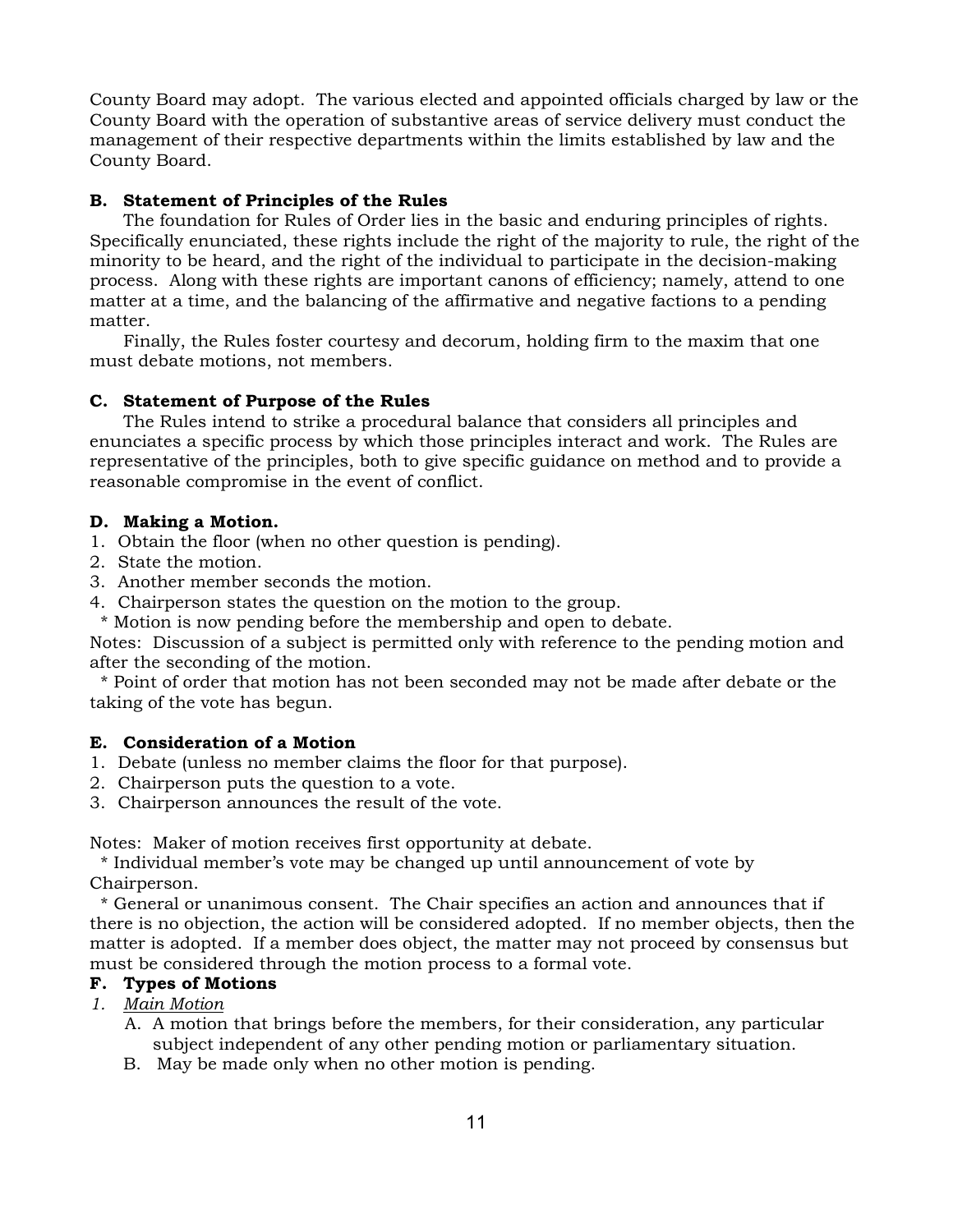County Board may adopt. The various elected and appointed officials charged by law or the County Board with the operation of substantive areas of service delivery must conduct the management of their respective departments within the limits established by law and the County Board.

**B. Statement of Principles of the Rules**

The foundation for Rules of Order lies in the basic and enduring principles of rights. Specifically enunciated, these rights include the right of the majority to rule, the right of the minority to be heard, and the right of the individual to participate in the decision-making process. Along with these rights are important canons of efficiency; namely, attend to one matter at a time, and the balancing of the affirmative and negative factions to a pending matter.

Finally, the Rules foster courtesy and decorum, holding firm to the maxim that one must debate motions, not members.

**C. Statement of Purpose of the Rules**

The Rules intend to strike a procedural balance that considers all principles and enunciates a specific process by which those principles interact and work. The Rules are representative of the principles, both to give specific guidance on method and to provide a reasonable compromise in the event of conflict.

**D. Making a Motion.**

1. Obtain the floor (when no other question is pending).
2. State the motion.
3. Another member seconds the motion.
4. Chairperson states the question on the motion to the group.

  * Motion is now pending before the membership and open to debate.

Notes: Discussion of a subject is permitted only with reference to the pending motion and after the seconding of the motion.

  * Point of order that motion has not been seconded may not be made after debate or the taking of the vote has begun.

**E. Consideration of a Motion**

1. Debate (unless no member claims the floor for that purpose).
2. Chairperson puts the question to a vote.
3. Chairperson announces the result of the vote.

Notes: Maker of motion receives first opportunity at debate.

  * Individual member's vote may be changed up until announcement of vote by Chairperson.

  * General or unanimous consent. The Chair specifies an action and announces that if there is no objection, the action will be considered adopted. If no member objects, then the matter is adopted. If a member does object, the matter may not proceed by consensus but must be considered through the motion process to a formal vote.

**F. Types of Motions**

*1. Main Motion*

A. A motion that brings before the members, for their consideration, any particular subject independent of any other pending motion or parliamentary situation.

B. May be made only when no other motion is pending.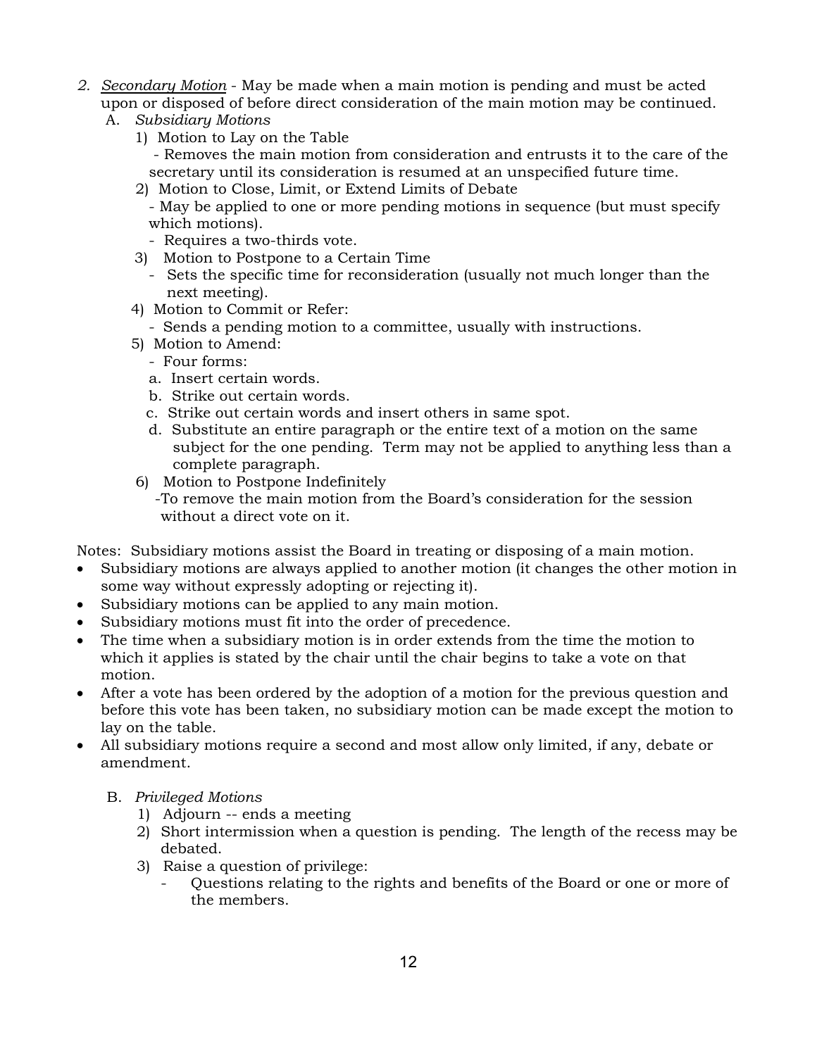2. <u>*Secondary Motion*</u> - May be made when a main motion is pending and must be acted upon or disposed of before direct consideration of the main motion may be continued.

   A. *Subsidiary Motions*

      1) Motion to Lay on the Table
         - Removes the main motion from consideration and entrusts it to the care of the secretary until its consideration is resumed at an unspecified future time.

      2) Motion to Close, Limit, or Extend Limits of Debate
         - May be applied to one or more pending motions in sequence (but must specify which motions).
         - Requires a two-thirds vote.

      3) Motion to Postpone to a Certain Time
         - Sets the specific time for reconsideration (usually not much longer than the next meeting).

      4) Motion to Commit or Refer:
         - Sends a pending motion to a committee, usually with instructions.

      5) Motion to Amend:
         - Four forms:
         a. Insert certain words.
         b. Strike out certain words.
         c. Strike out certain words and insert others in same spot.
         d. Substitute an entire paragraph or the entire text of a motion on the same subject for the one pending. Term may not be applied to anything less than a complete paragraph.

      6) Motion to Postpone Indefinitely
         -To remove the main motion from the Board's consideration for the session without a direct vote on it.

Notes: Subsidiary motions assist the Board in treating or disposing of a main motion.

- Subsidiary motions are always applied to another motion (it changes the other motion in some way without expressly adopting or rejecting it).
- Subsidiary motions can be applied to any main motion.
- Subsidiary motions must fit into the order of precedence.
- The time when a subsidiary motion is in order extends from the time the motion to which it applies is stated by the chair until the chair begins to take a vote on that motion.
- After a vote has been ordered by the adoption of a motion for the previous question and before this vote has been taken, no subsidiary motion can be made except the motion to lay on the table.
- All subsidiary motions require a second and most allow only limited, if any, debate or amendment.

   B. *Privileged Motions*

      1) Adjourn -- ends a meeting
      2) Short intermission when a question is pending. The length of the recess may be debated.
      3) Raise a question of privilege:
         - Questions relating to the rights and benefits of the Board or one or more of the members.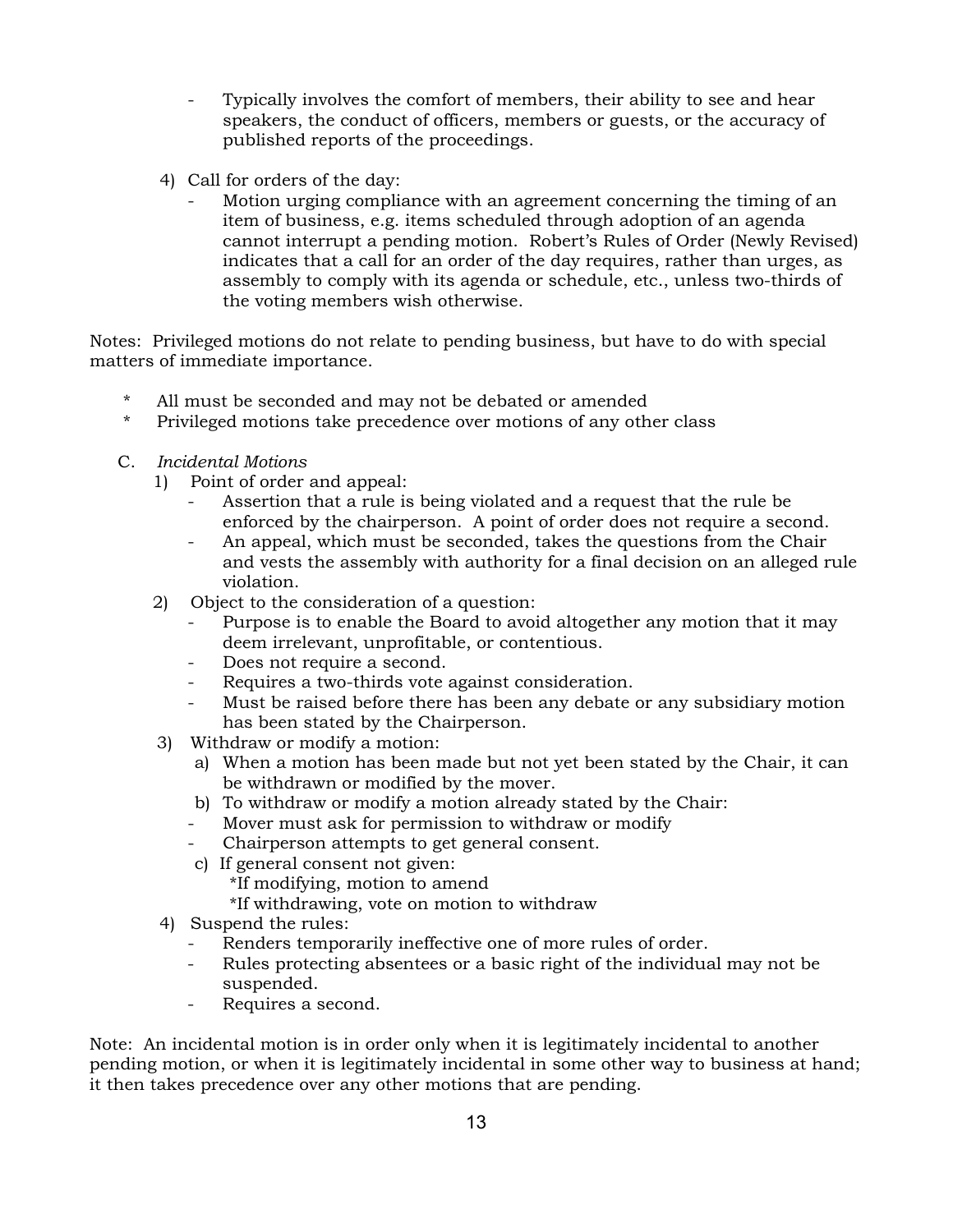- Typically involves the comfort of members, their ability to see and hear speakers, the conduct of officers, members or guests, or the accuracy of published reports of the proceedings.

4) Call for orders of the day:
   - Motion urging compliance with an agreement concerning the timing of an item of business, e.g. items scheduled through adoption of an agenda cannot interrupt a pending motion. Robert's Rules of Order (Newly Revised) indicates that a call for an order of the day requires, rather than urges, as assembly to comply with its agenda or schedule, etc., unless two-thirds of the voting members wish otherwise.

Notes: Privileged motions do not relate to pending business, but have to do with special matters of immediate importance.

- * All must be seconded and may not be debated or amended
- * Privileged motions take precedence over motions of any other class

C. *Incidental Motions*

1) Point of order and appeal:
   - Assertion that a rule is being violated and a request that the rule be enforced by the chairperson. A point of order does not require a second.
   - An appeal, which must be seconded, takes the questions from the Chair and vests the assembly with authority for a final decision on an alleged rule violation.
2) Object to the consideration of a question:
   - Purpose is to enable the Board to avoid altogether any motion that it may deem irrelevant, unprofitable, or contentious.
   - Does not require a second.
   - Requires a two-thirds vote against consideration.
   - Must be raised before there has been any debate or any subsidiary motion has been stated by the Chairperson.
3) Withdraw or modify a motion:
   a) When a motion has been made but not yet been stated by the Chair, it can be withdrawn or modified by the mover.
   b) To withdraw or modify a motion already stated by the Chair:
      - Mover must ask for permission to withdraw or modify
      - Chairperson attempts to get general consent.
   c) If general consent not given:
      *If modifying, motion to amend
      *If withdrawing, vote on motion to withdraw
4) Suspend the rules:
   - Renders temporarily ineffective one of more rules of order.
   - Rules protecting absentees or a basic right of the individual may not be suspended.
   - Requires a second.

Note: An incidental motion is in order only when it is legitimately incidental to another pending motion, or when it is legitimately incidental in some other way to business at hand; it then takes precedence over any other motions that are pending.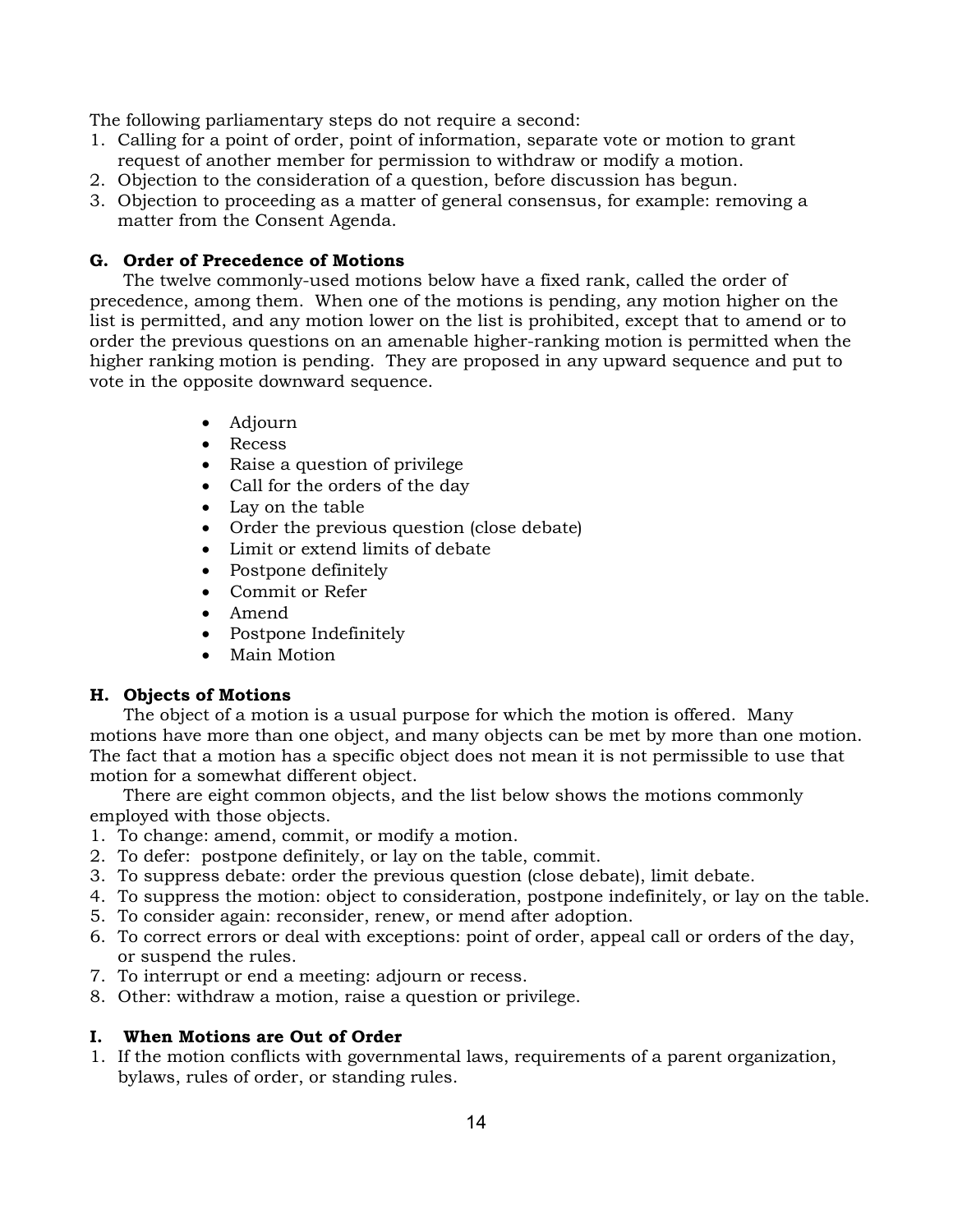The following parliamentary steps do not require a second:

1. Calling for a point of order, point of information, separate vote or motion to grant request of another member for permission to withdraw or modify a motion.
2. Objection to the consideration of a question, before discussion has begun.
3. Objection to proceeding as a matter of general consensus, for example: removing a matter from the Consent Agenda.

**G. Order of Precedence of Motions**

The twelve commonly-used motions below have a fixed rank, called the order of precedence, among them. When one of the motions is pending, any motion higher on the list is permitted, and any motion lower on the list is prohibited, except that to amend or to order the previous questions on an amenable higher-ranking motion is permitted when the higher ranking motion is pending. They are proposed in any upward sequence and put to vote in the opposite downward sequence.

- Adjourn
- Recess
- Raise a question of privilege
- Call for the orders of the day
- Lay on the table
- Order the previous question (close debate)
- Limit or extend limits of debate
- Postpone definitely
- Commit or Refer
- Amend
- Postpone Indefinitely
- Main Motion

**H. Objects of Motions**

The object of a motion is a usual purpose for which the motion is offered. Many motions have more than one object, and many objects can be met by more than one motion. The fact that a motion has a specific object does not mean it is not permissible to use that motion for a somewhat different object.

There are eight common objects, and the list below shows the motions commonly employed with those objects.

1. To change: amend, commit, or modify a motion.
2. To defer: postpone definitely, or lay on the table, commit.
3. To suppress debate: order the previous question (close debate), limit debate.
4. To suppress the motion: object to consideration, postpone indefinitely, or lay on the table.
5. To consider again: reconsider, renew, or mend after adoption.
6. To correct errors or deal with exceptions: point of order, appeal call or orders of the day, or suspend the rules.
7. To interrupt or end a meeting: adjourn or recess.
8. Other: withdraw a motion, raise a question or privilege.

**I. When Motions are Out of Order**

1. If the motion conflicts with governmental laws, requirements of a parent organization, bylaws, rules of order, or standing rules.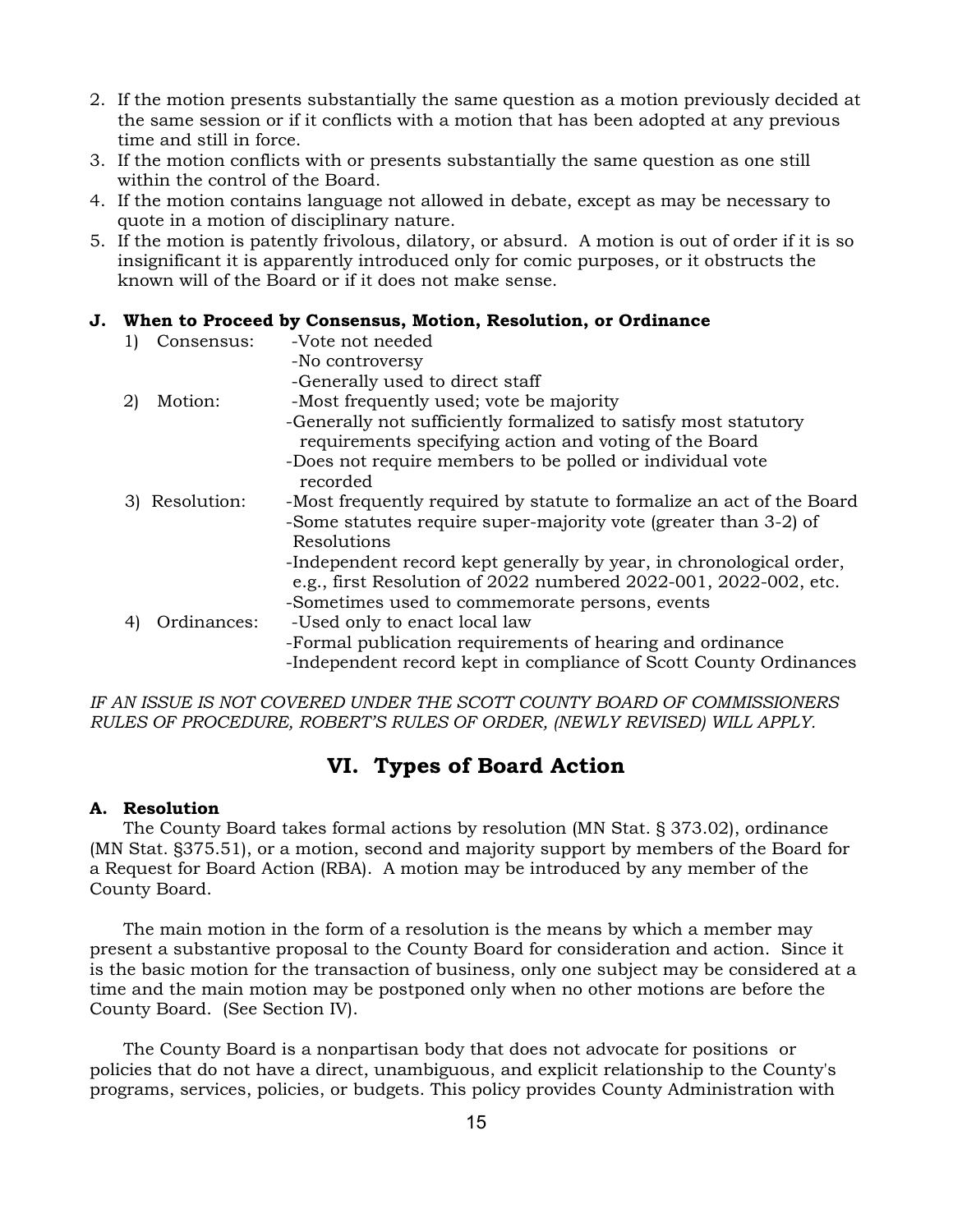2. If the motion presents substantially the same question as a motion previously decided at the same session or if it conflicts with a motion that has been adopted at any previous time and still in force.
3. If the motion conflicts with or presents substantially the same question as one still within the control of the Board.
4. If the motion contains language not allowed in debate, except as may be necessary to quote in a motion of disciplinary nature.
5. If the motion is patently frivolous, dilatory, or absurd. A motion is out of order if it is so insignificant it is apparently introduced only for comic purposes, or it obstructs the known will of the Board or if it does not make sense.

**J. When to Proceed by Consensus, Motion, Resolution, or Ordinance**

1) Consensus:
- -Vote not needed
- -No controversy
- -Generally used to direct staff

2) Motion:
- -Most frequently used; vote be majority
- -Generally not sufficiently formalized to satisfy most statutory requirements specifying action and voting of the Board
- -Does not require members to be polled or individual vote recorded

3) Resolution:
- -Most frequently required by statute to formalize an act of the Board
- -Some statutes require super-majority vote (greater than 3-2) of Resolutions
- -Independent record kept generally by year, in chronological order, e.g., first Resolution of 2022 numbered 2022-001, 2022-002, etc.
- -Sometimes used to commemorate persons, events

4) Ordinances:
- -Used only to enact local law
- -Formal publication requirements of hearing and ordinance
- -Independent record kept in compliance of Scott County Ordinances

*IF AN ISSUE IS NOT COVERED UNDER THE SCOTT COUNTY BOARD OF COMMISSIONERS RULES OF PROCEDURE, ROBERT'S RULES OF ORDER, (NEWLY REVISED) WILL APPLY.*

## VI. Types of Board Action

**A. Resolution**

The County Board takes formal actions by resolution (MN Stat. § 373.02), ordinance (MN Stat. §375.51), or a motion, second and majority support by members of the Board for a Request for Board Action (RBA). A motion may be introduced by any member of the County Board.

The main motion in the form of a resolution is the means by which a member may present a substantive proposal to the County Board for consideration and action. Since it is the basic motion for the transaction of business, only one subject may be considered at a time and the main motion may be postponed only when no other motions are before the County Board. (See Section IV).

The County Board is a nonpartisan body that does not advocate for positions or policies that do not have a direct, unambiguous, and explicit relationship to the County's programs, services, policies, or budgets. This policy provides County Administration with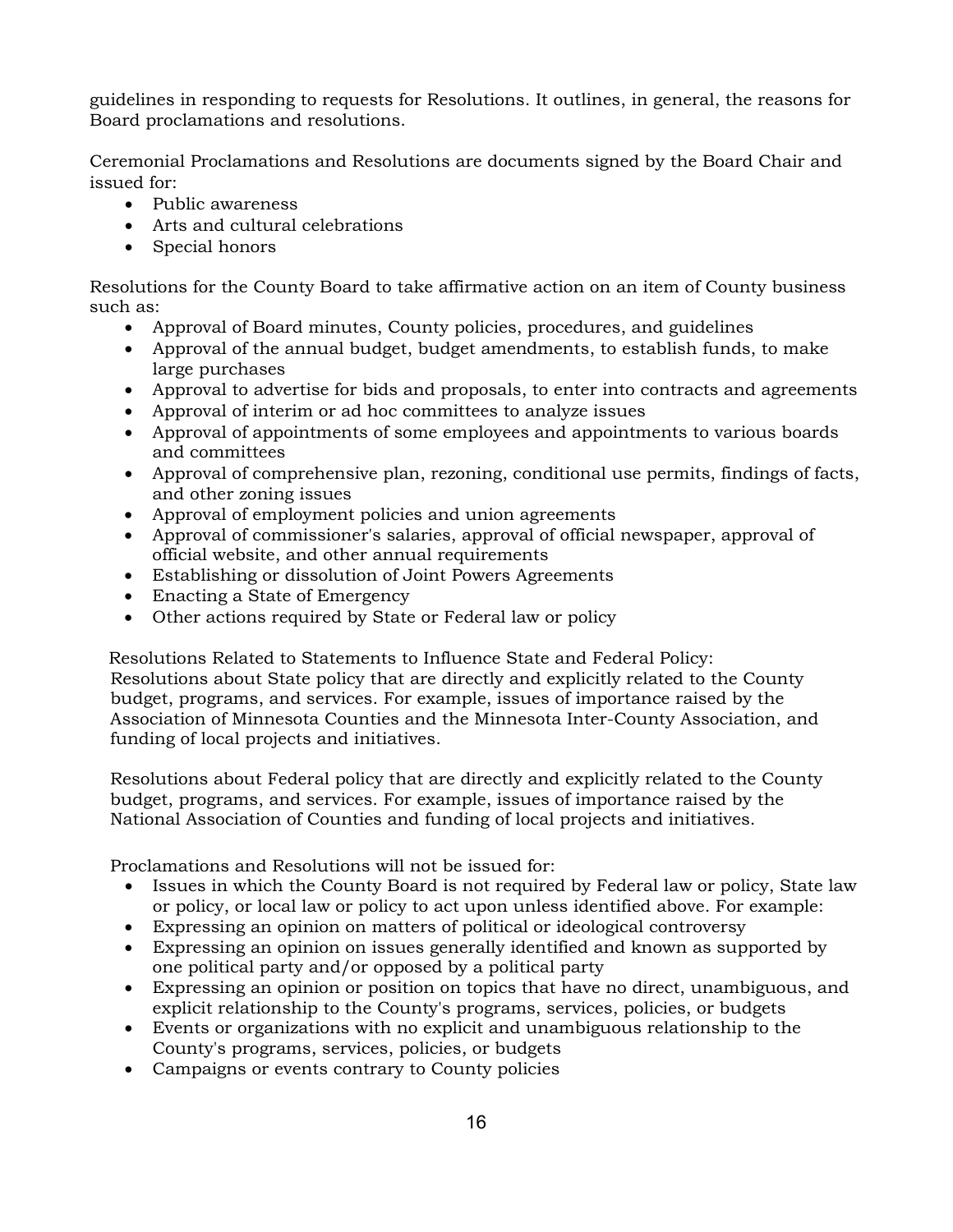guidelines in responding to requests for Resolutions. It outlines, in general, the reasons for Board proclamations and resolutions.

Ceremonial Proclamations and Resolutions are documents signed by the Board Chair and issued for:

- Public awareness
- Arts and cultural celebrations
- Special honors

Resolutions for the County Board to take affirmative action on an item of County business such as:

- Approval of Board minutes, County policies, procedures, and guidelines
- Approval of the annual budget, budget amendments, to establish funds, to make large purchases
- Approval to advertise for bids and proposals, to enter into contracts and agreements
- Approval of interim or ad hoc committees to analyze issues
- Approval of appointments of some employees and appointments to various boards and committees
- Approval of comprehensive plan, rezoning, conditional use permits, findings of facts, and other zoning issues
- Approval of employment policies and union agreements
- Approval of commissioner's salaries, approval of official newspaper, approval of official website, and other annual requirements
- Establishing or dissolution of Joint Powers Agreements
- Enacting a State of Emergency
- Other actions required by State or Federal law or policy

Resolutions Related to Statements to Influence State and Federal Policy:
Resolutions about State policy that are directly and explicitly related to the County budget, programs, and services. For example, issues of importance raised by the Association of Minnesota Counties and the Minnesota Inter-County Association, and funding of local projects and initiatives.

Resolutions about Federal policy that are directly and explicitly related to the County budget, programs, and services. For example, issues of importance raised by the National Association of Counties and funding of local projects and initiatives.

Proclamations and Resolutions will not be issued for:

- Issues in which the County Board is not required by Federal law or policy, State law or policy, or local law or policy to act upon unless identified above. For example:
- Expressing an opinion on matters of political or ideological controversy
- Expressing an opinion on issues generally identified and known as supported by one political party and/or opposed by a political party
- Expressing an opinion or position on topics that have no direct, unambiguous, and explicit relationship to the County's programs, services, policies, or budgets
- Events or organizations with no explicit and unambiguous relationship to the County's programs, services, policies, or budgets
- Campaigns or events contrary to County policies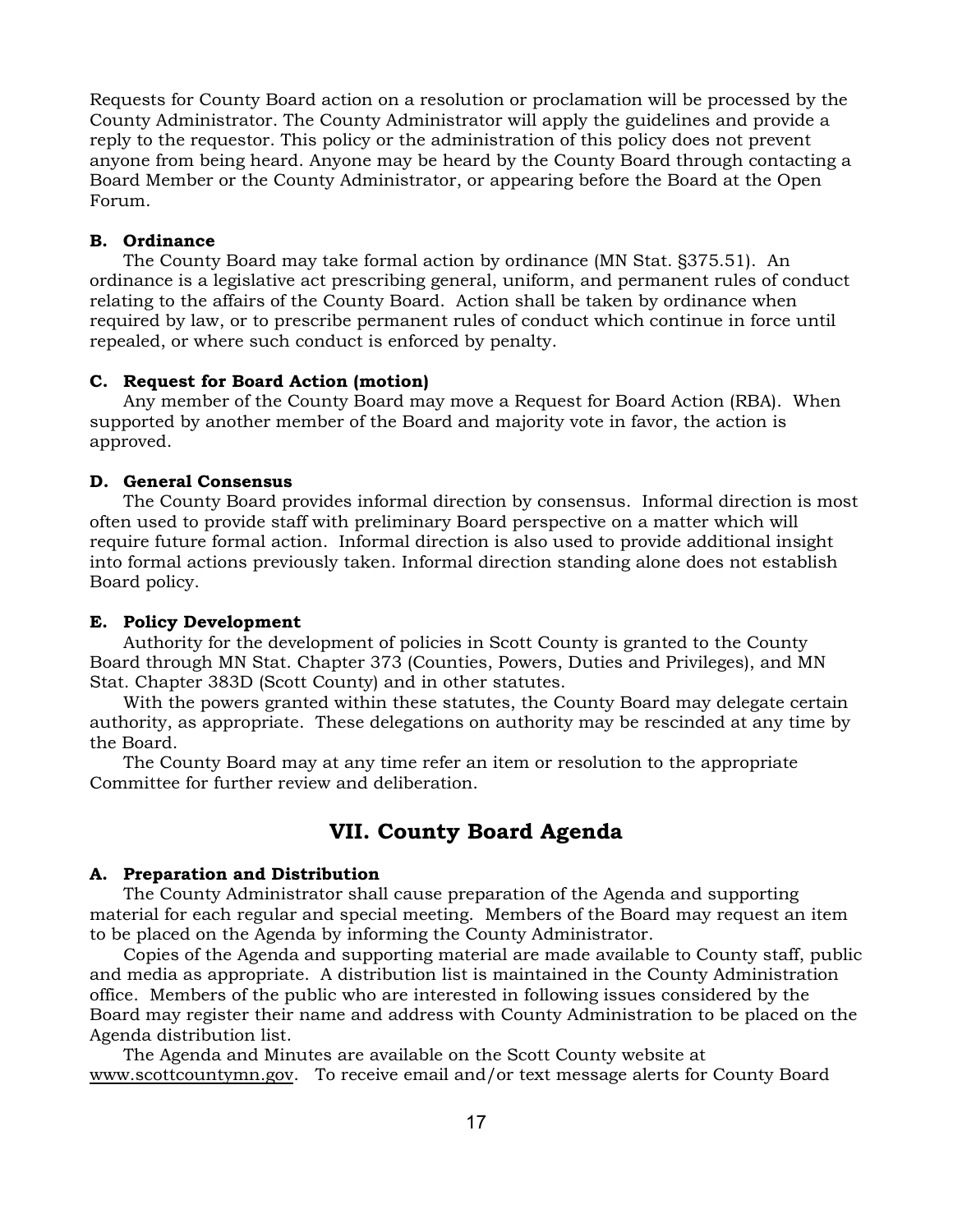Requests for County Board action on a resolution or proclamation will be processed by the County Administrator. The County Administrator will apply the guidelines and provide a reply to the requestor. This policy or the administration of this policy does not prevent anyone from being heard. Anyone may be heard by the County Board through contacting a Board Member or the County Administrator, or appearing before the Board at the Open Forum.

**B. Ordinance**

The County Board may take formal action by ordinance (MN Stat. §375.51). An ordinance is a legislative act prescribing general, uniform, and permanent rules of conduct relating to the affairs of the County Board. Action shall be taken by ordinance when required by law, or to prescribe permanent rules of conduct which continue in force until repealed, or where such conduct is enforced by penalty.

**C. Request for Board Action (motion)**

Any member of the County Board may move a Request for Board Action (RBA). When supported by another member of the Board and majority vote in favor, the action is approved.

**D. General Consensus**

The County Board provides informal direction by consensus. Informal direction is most often used to provide staff with preliminary Board perspective on a matter which will require future formal action. Informal direction is also used to provide additional insight into formal actions previously taken. Informal direction standing alone does not establish Board policy.

**E. Policy Development**

Authority for the development of policies in Scott County is granted to the County Board through MN Stat. Chapter 373 (Counties, Powers, Duties and Privileges), and MN Stat. Chapter 383D (Scott County) and in other statutes.

With the powers granted within these statutes, the County Board may delegate certain authority, as appropriate. These delegations on authority may be rescinded at any time by the Board.

The County Board may at any time refer an item or resolution to the appropriate Committee for further review and deliberation.

## VII. County Board Agenda

**A. Preparation and Distribution**

The County Administrator shall cause preparation of the Agenda and supporting material for each regular and special meeting. Members of the Board may request an item to be placed on the Agenda by informing the County Administrator.

Copies of the Agenda and supporting material are made available to County staff, public and media as appropriate. A distribution list is maintained in the County Administration office. Members of the public who are interested in following issues considered by the Board may register their name and address with County Administration to be placed on the Agenda distribution list.

The Agenda and Minutes are available on the Scott County website at www.scottcountymn.gov. To receive email and/or text message alerts for County Board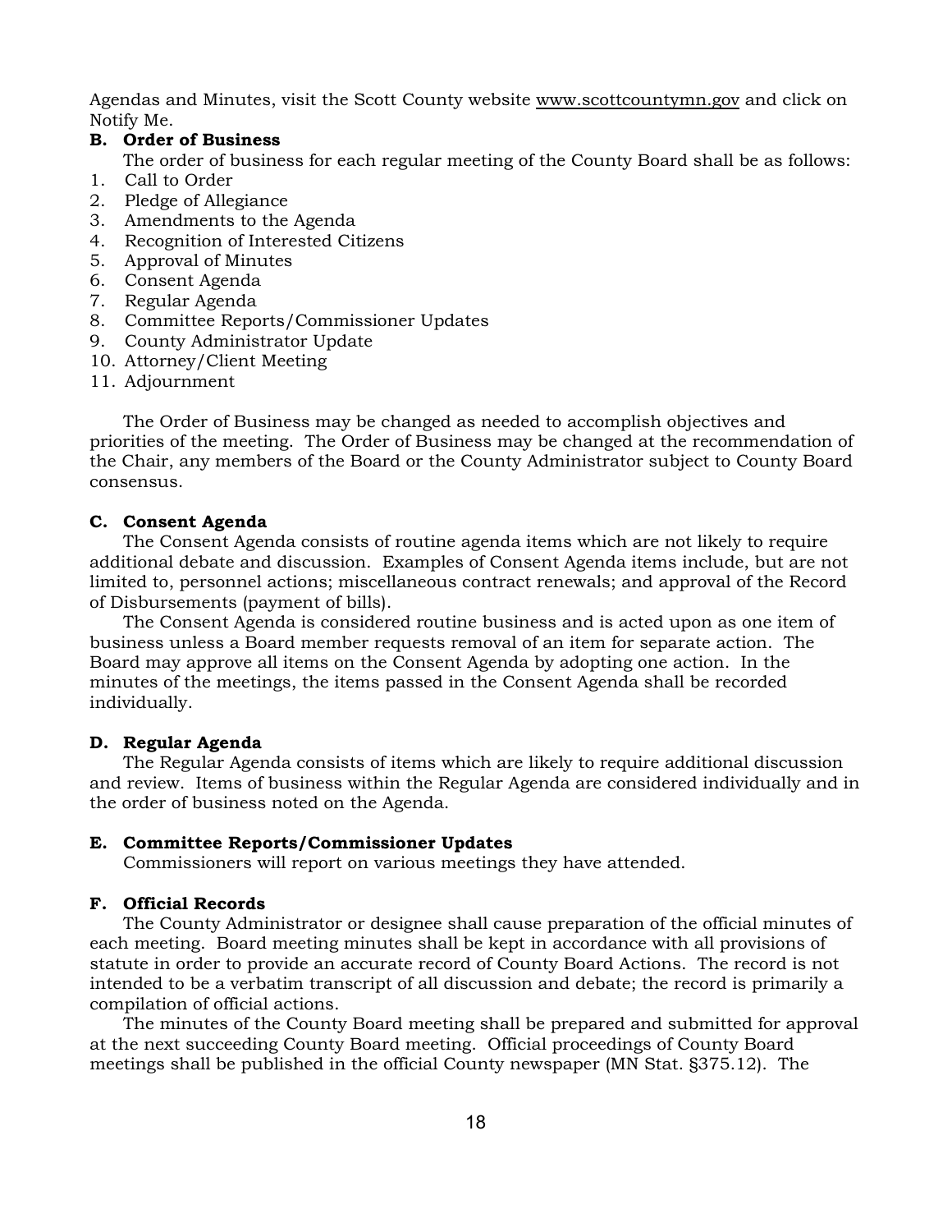Agendas and Minutes, visit the Scott County website www.scottcountymn.gov and click on Notify Me.

**B. Order of Business**

The order of business for each regular meeting of the County Board shall be as follows:

1. Call to Order
2. Pledge of Allegiance
3. Amendments to the Agenda
4. Recognition of Interested Citizens
5. Approval of Minutes
6. Consent Agenda
7. Regular Agenda
8. Committee Reports/Commissioner Updates
9. County Administrator Update
10. Attorney/Client Meeting
11. Adjournment

The Order of Business may be changed as needed to accomplish objectives and priorities of the meeting. The Order of Business may be changed at the recommendation of the Chair, any members of the Board or the County Administrator subject to County Board consensus.

**C. Consent Agenda**

The Consent Agenda consists of routine agenda items which are not likely to require additional debate and discussion. Examples of Consent Agenda items include, but are not limited to, personnel actions; miscellaneous contract renewals; and approval of the Record of Disbursements (payment of bills).

The Consent Agenda is considered routine business and is acted upon as one item of business unless a Board member requests removal of an item for separate action. The Board may approve all items on the Consent Agenda by adopting one action. In the minutes of the meetings, the items passed in the Consent Agenda shall be recorded individually.

**D. Regular Agenda**

The Regular Agenda consists of items which are likely to require additional discussion and review. Items of business within the Regular Agenda are considered individually and in the order of business noted on the Agenda.

**E. Committee Reports/Commissioner Updates**

Commissioners will report on various meetings they have attended.

**F. Official Records**

The County Administrator or designee shall cause preparation of the official minutes of each meeting. Board meeting minutes shall be kept in accordance with all provisions of statute in order to provide an accurate record of County Board Actions. The record is not intended to be a verbatim transcript of all discussion and debate; the record is primarily a compilation of official actions.

The minutes of the County Board meeting shall be prepared and submitted for approval at the next succeeding County Board meeting. Official proceedings of County Board meetings shall be published in the official County newspaper (MN Stat. §375.12). The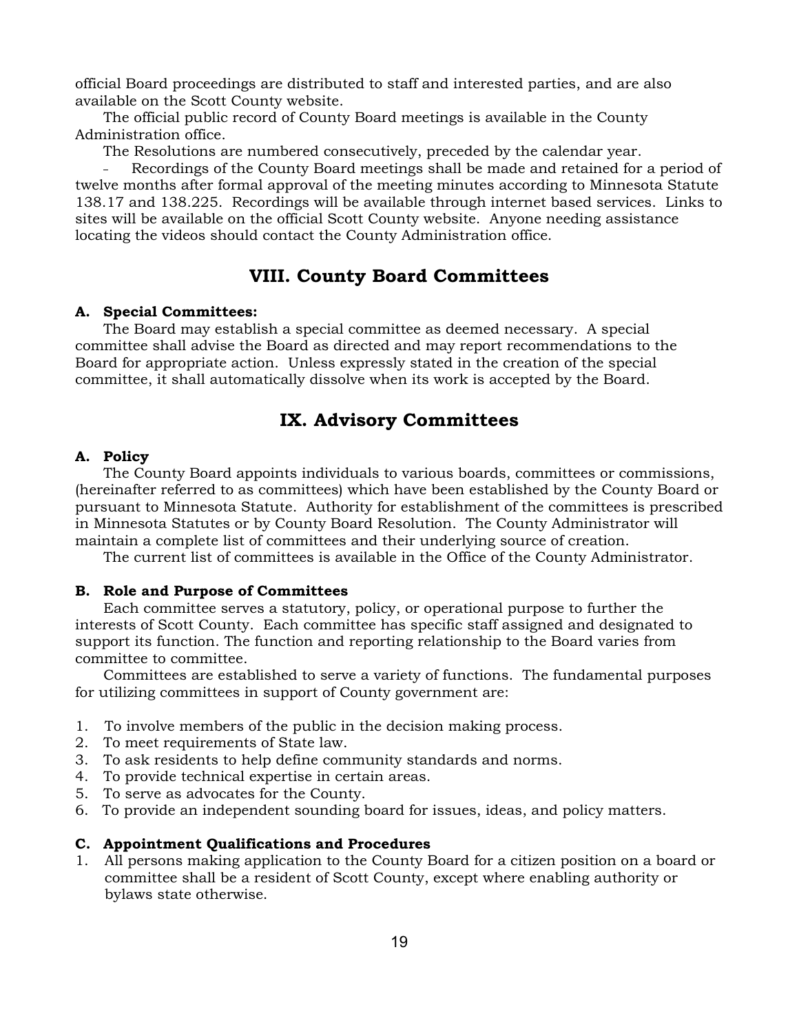official Board proceedings are distributed to staff and interested parties, and are also available on the Scott County website.

The official public record of County Board meetings is available in the County Administration office.

The Resolutions are numbered consecutively, preceded by the calendar year.

- Recordings of the County Board meetings shall be made and retained for a period of twelve months after formal approval of the meeting minutes according to Minnesota Statute 138.17 and 138.225. Recordings will be available through internet based services. Links to sites will be available on the official Scott County website. Anyone needing assistance locating the videos should contact the County Administration office.

## VIII. County Board Committees

**A. Special Committees:**

The Board may establish a special committee as deemed necessary. A special committee shall advise the Board as directed and may report recommendations to the Board for appropriate action. Unless expressly stated in the creation of the special committee, it shall automatically dissolve when its work is accepted by the Board.

## IX. Advisory Committees

**A. Policy**

The County Board appoints individuals to various boards, committees or commissions, (hereinafter referred to as committees) which have been established by the County Board or pursuant to Minnesota Statute. Authority for establishment of the committees is prescribed in Minnesota Statutes or by County Board Resolution. The County Administrator will maintain a complete list of committees and their underlying source of creation.

The current list of committees is available in the Office of the County Administrator.

**B. Role and Purpose of Committees**

Each committee serves a statutory, policy, or operational purpose to further the interests of Scott County. Each committee has specific staff assigned and designated to support its function. The function and reporting relationship to the Board varies from committee to committee.

Committees are established to serve a variety of functions. The fundamental purposes for utilizing committees in support of County government are:

1. To involve members of the public in the decision making process.
2. To meet requirements of State law.
3. To ask residents to help define community standards and norms.
4. To provide technical expertise in certain areas.
5. To serve as advocates for the County.
6. To provide an independent sounding board for issues, ideas, and policy matters.

**C. Appointment Qualifications and Procedures**

1. All persons making application to the County Board for a citizen position on a board or committee shall be a resident of Scott County, except where enabling authority or bylaws state otherwise.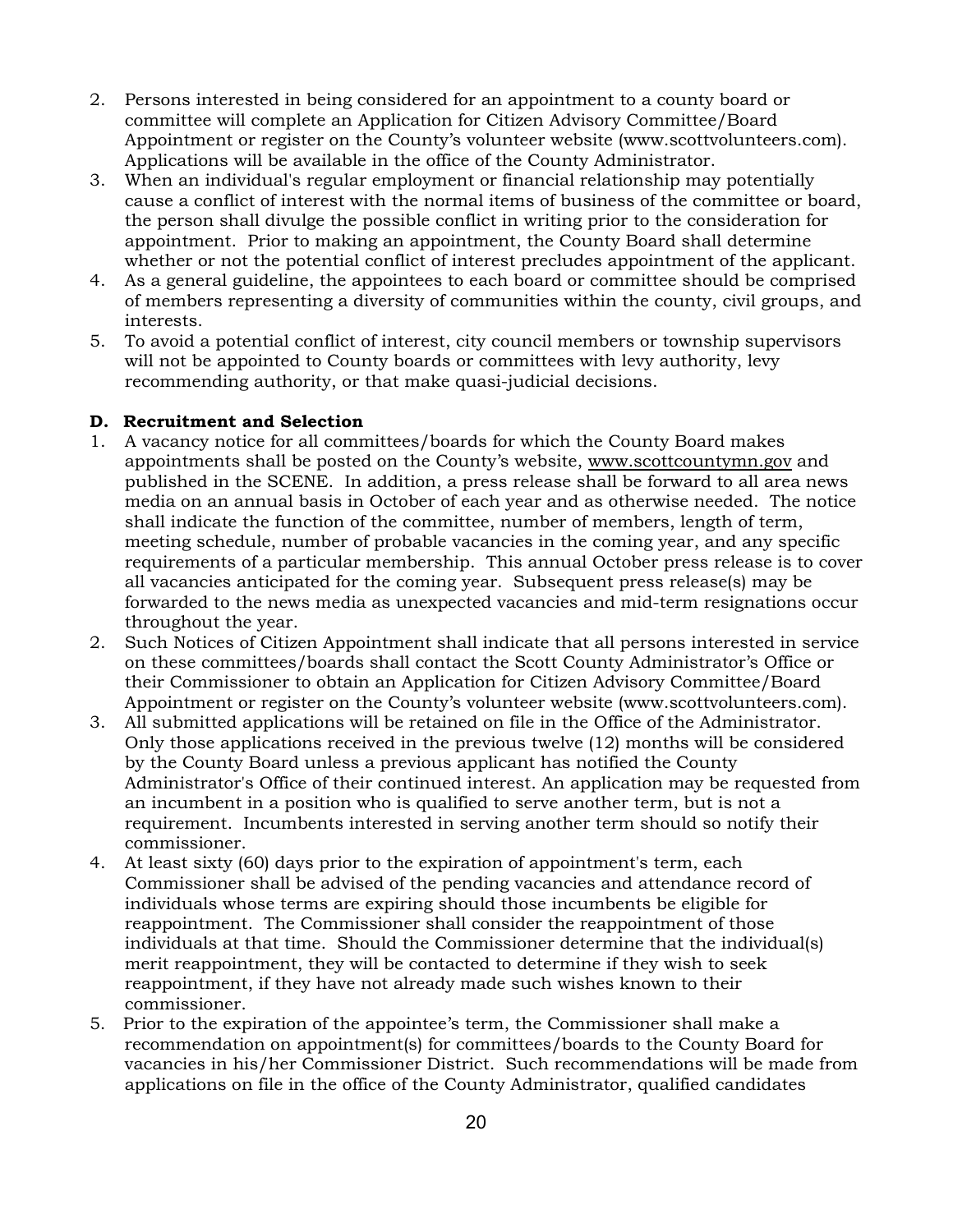2. Persons interested in being considered for an appointment to a county board or committee will complete an Application for Citizen Advisory Committee/Board Appointment or register on the County's volunteer website (www.scottvolunteers.com). Applications will be available in the office of the County Administrator.
3. When an individual's regular employment or financial relationship may potentially cause a conflict of interest with the normal items of business of the committee or board, the person shall divulge the possible conflict in writing prior to the consideration for appointment. Prior to making an appointment, the County Board shall determine whether or not the potential conflict of interest precludes appointment of the applicant.
4. As a general guideline, the appointees to each board or committee should be comprised of members representing a diversity of communities within the county, civil groups, and interests.
5. To avoid a potential conflict of interest, city council members or township supervisors will not be appointed to County boards or committees with levy authority, levy recommending authority, or that make quasi-judicial decisions.

**D. Recruitment and Selection**

1. A vacancy notice for all committees/boards for which the County Board makes appointments shall be posted on the County's website, www.scottcountymn.gov and published in the SCENE. In addition, a press release shall be forward to all area news media on an annual basis in October of each year and as otherwise needed. The notice shall indicate the function of the committee, number of members, length of term, meeting schedule, number of probable vacancies in the coming year, and any specific requirements of a particular membership. This annual October press release is to cover all vacancies anticipated for the coming year. Subsequent press release(s) may be forwarded to the news media as unexpected vacancies and mid-term resignations occur throughout the year.
2. Such Notices of Citizen Appointment shall indicate that all persons interested in service on these committees/boards shall contact the Scott County Administrator's Office or their Commissioner to obtain an Application for Citizen Advisory Committee/Board Appointment or register on the County's volunteer website (www.scottvolunteers.com).
3. All submitted applications will be retained on file in the Office of the Administrator. Only those applications received in the previous twelve (12) months will be considered by the County Board unless a previous applicant has notified the County Administrator's Office of their continued interest. An application may be requested from an incumbent in a position who is qualified to serve another term, but is not a requirement. Incumbents interested in serving another term should so notify their commissioner.
4. At least sixty (60) days prior to the expiration of appointment's term, each Commissioner shall be advised of the pending vacancies and attendance record of individuals whose terms are expiring should those incumbents be eligible for reappointment. The Commissioner shall consider the reappointment of those individuals at that time. Should the Commissioner determine that the individual(s) merit reappointment, they will be contacted to determine if they wish to seek reappointment, if they have not already made such wishes known to their commissioner.
5. Prior to the expiration of the appointee's term, the Commissioner shall make a recommendation on appointment(s) for committees/boards to the County Board for vacancies in his/her Commissioner District. Such recommendations will be made from applications on file in the office of the County Administrator, qualified candidates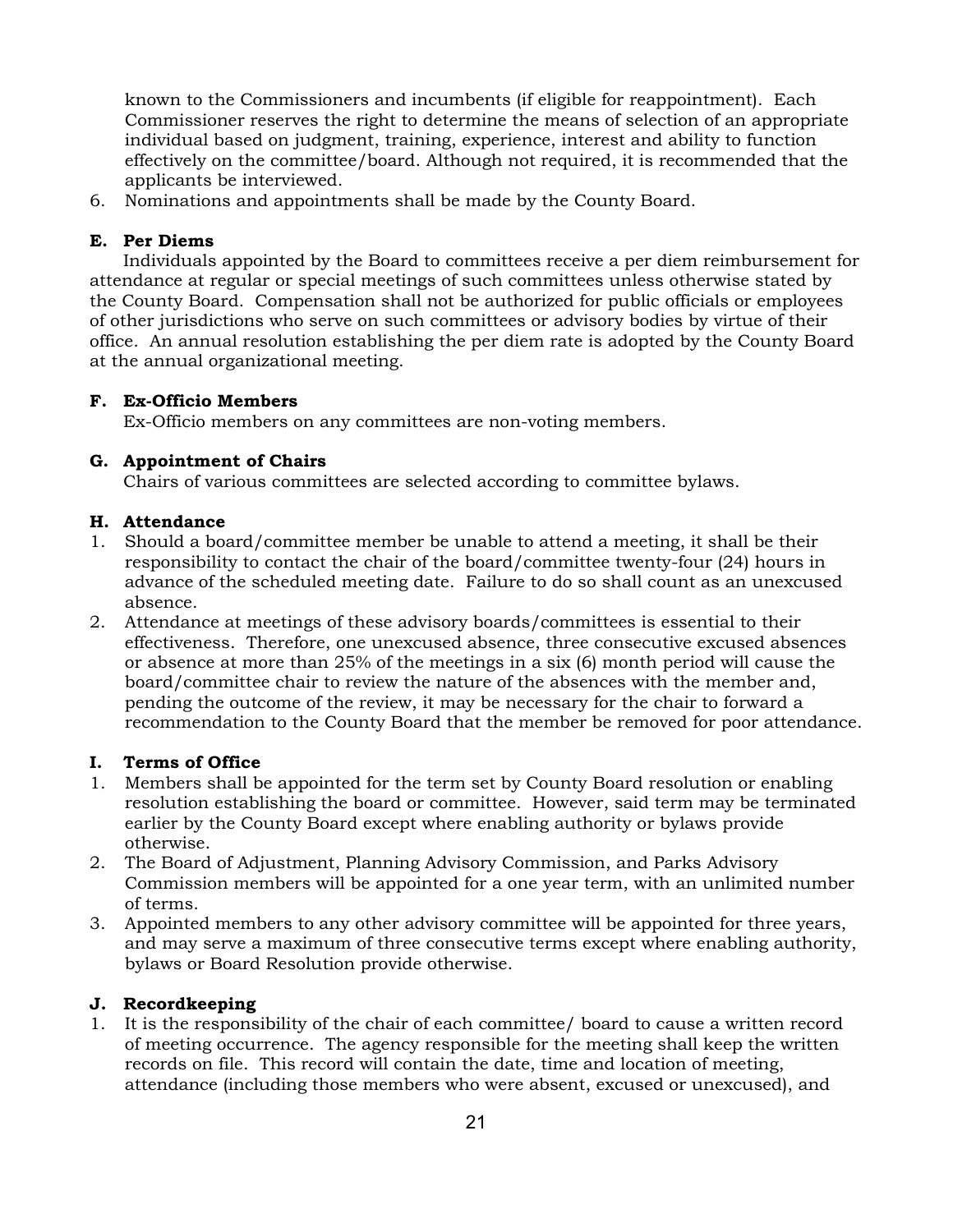known to the Commissioners and incumbents (if eligible for reappointment). Each Commissioner reserves the right to determine the means of selection of an appropriate individual based on judgment, training, experience, interest and ability to function effectively on the committee/board. Although not required, it is recommended that the applicants be interviewed.

6. Nominations and appointments shall be made by the County Board.

**E. Per Diems**

Individuals appointed by the Board to committees receive a per diem reimbursement for attendance at regular or special meetings of such committees unless otherwise stated by the County Board. Compensation shall not be authorized for public officials or employees of other jurisdictions who serve on such committees or advisory bodies by virtue of their office. An annual resolution establishing the per diem rate is adopted by the County Board at the annual organizational meeting.

**F. Ex-Officio Members**

Ex-Officio members on any committees are non-voting members.

**G. Appointment of Chairs**

Chairs of various committees are selected according to committee bylaws.

**H. Attendance**

1. Should a board/committee member be unable to attend a meeting, it shall be their responsibility to contact the chair of the board/committee twenty-four (24) hours in advance of the scheduled meeting date. Failure to do so shall count as an unexcused absence.
2. Attendance at meetings of these advisory boards/committees is essential to their effectiveness. Therefore, one unexcused absence, three consecutive excused absences or absence at more than 25% of the meetings in a six (6) month period will cause the board/committee chair to review the nature of the absences with the member and, pending the outcome of the review, it may be necessary for the chair to forward a recommendation to the County Board that the member be removed for poor attendance.

**I. Terms of Office**

1. Members shall be appointed for the term set by County Board resolution or enabling resolution establishing the board or committee. However, said term may be terminated earlier by the County Board except where enabling authority or bylaws provide otherwise.
2. The Board of Adjustment, Planning Advisory Commission, and Parks Advisory Commission members will be appointed for a one year term, with an unlimited number of terms.
3. Appointed members to any other advisory committee will be appointed for three years, and may serve a maximum of three consecutive terms except where enabling authority, bylaws or Board Resolution provide otherwise.

**J. Recordkeeping**

1. It is the responsibility of the chair of each committee/ board to cause a written record of meeting occurrence. The agency responsible for the meeting shall keep the written records on file. This record will contain the date, time and location of meeting, attendance (including those members who were absent, excused or unexcused), and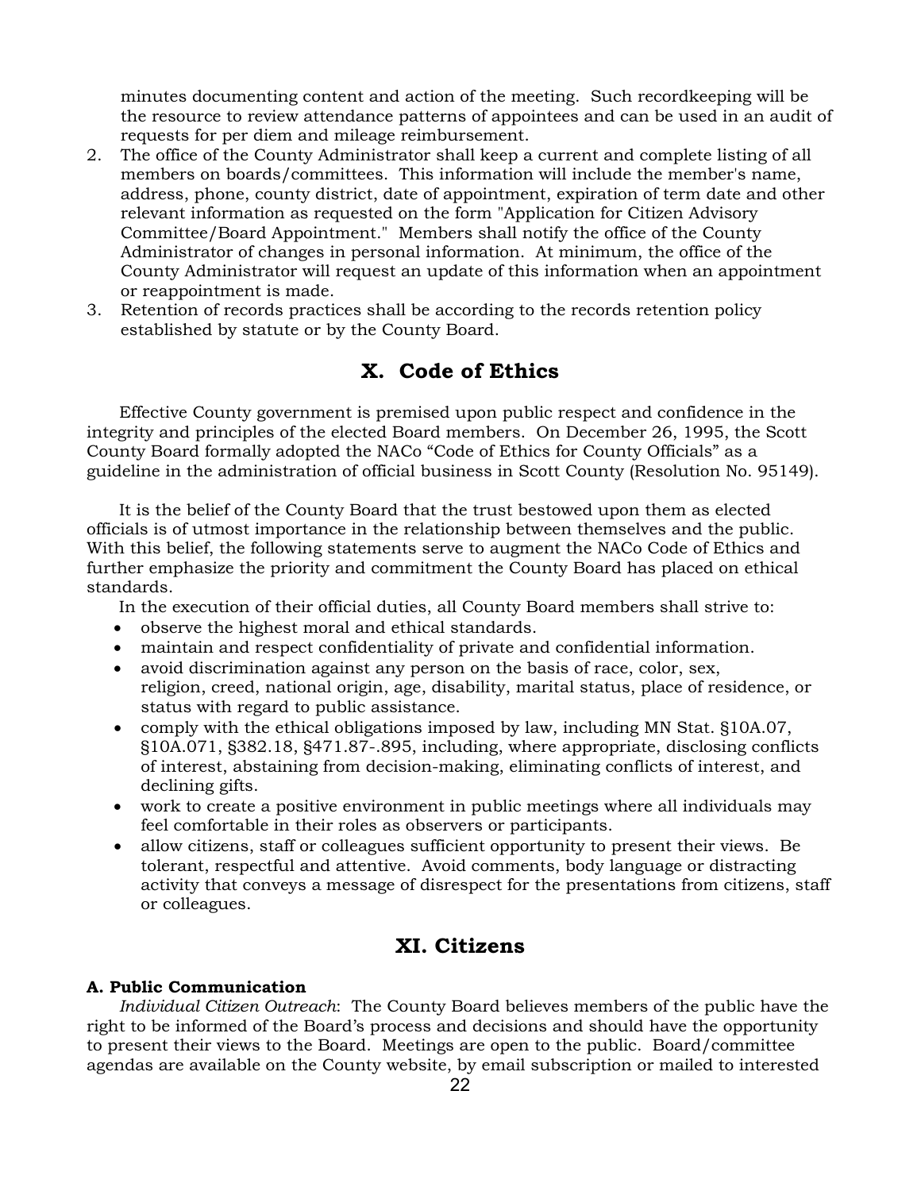minutes documenting content and action of the meeting. Such recordkeeping will be the resource to review attendance patterns of appointees and can be used in an audit of requests for per diem and mileage reimbursement.

2. The office of the County Administrator shall keep a current and complete listing of all members on boards/committees. This information will include the member's name, address, phone, county district, date of appointment, expiration of term date and other relevant information as requested on the form "Application for Citizen Advisory Committee/Board Appointment." Members shall notify the office of the County Administrator of changes in personal information. At minimum, the office of the County Administrator will request an update of this information when an appointment or reappointment is made.
3. Retention of records practices shall be according to the records retention policy established by statute or by the County Board.

## X. Code of Ethics

Effective County government is premised upon public respect and confidence in the integrity and principles of the elected Board members. On December 26, 1995, the Scott County Board formally adopted the NACo "Code of Ethics for County Officials" as a guideline in the administration of official business in Scott County (Resolution No. 95149).

It is the belief of the County Board that the trust bestowed upon them as elected officials is of utmost importance in the relationship between themselves and the public. With this belief, the following statements serve to augment the NACo Code of Ethics and further emphasize the priority and commitment the County Board has placed on ethical standards.

In the execution of their official duties, all County Board members shall strive to:

- observe the highest moral and ethical standards.
- maintain and respect confidentiality of private and confidential information.
- avoid discrimination against any person on the basis of race, color, sex, religion, creed, national origin, age, disability, marital status, place of residence, or status with regard to public assistance.
- comply with the ethical obligations imposed by law, including MN Stat. §10A.07, §10A.071, §382.18, §471.87-.895, including, where appropriate, disclosing conflicts of interest, abstaining from decision-making, eliminating conflicts of interest, and declining gifts.
- work to create a positive environment in public meetings where all individuals may feel comfortable in their roles as observers or participants.
- allow citizens, staff or colleagues sufficient opportunity to present their views. Be tolerant, respectful and attentive. Avoid comments, body language or distracting activity that conveys a message of disrespect for the presentations from citizens, staff or colleagues.

## XI. Citizens

**A. Public Communication**

*Individual Citizen Outreach*: The County Board believes members of the public have the right to be informed of the Board's process and decisions and should have the opportunity to present their views to the Board. Meetings are open to the public. Board/committee agendas are available on the County website, by email subscription or mailed to interested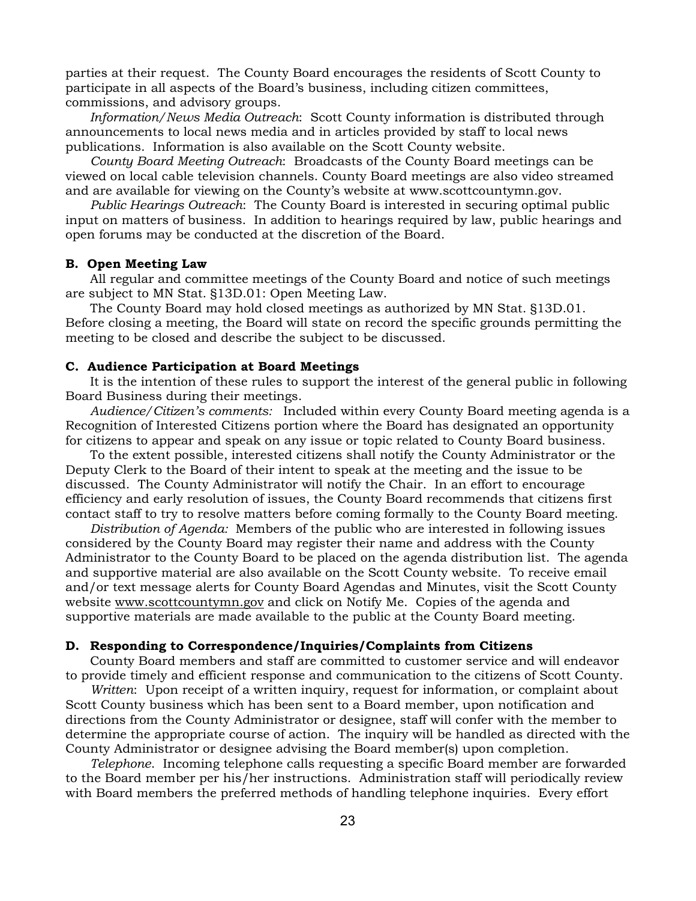parties at their request. The County Board encourages the residents of Scott County to participate in all aspects of the Board's business, including citizen committees, commissions, and advisory groups.

*Information/News Media Outreach*: Scott County information is distributed through announcements to local news media and in articles provided by staff to local news publications. Information is also available on the Scott County website.

*County Board Meeting Outreach*: Broadcasts of the County Board meetings can be viewed on local cable television channels. County Board meetings are also video streamed and are available for viewing on the County's website at www.scottcountymn.gov.

*Public Hearings Outreach*: The County Board is interested in securing optimal public input on matters of business. In addition to hearings required by law, public hearings and open forums may be conducted at the discretion of the Board.

**B. Open Meeting Law**

All regular and committee meetings of the County Board and notice of such meetings are subject to MN Stat. §13D.01: Open Meeting Law.

The County Board may hold closed meetings as authorized by MN Stat. §13D.01. Before closing a meeting, the Board will state on record the specific grounds permitting the meeting to be closed and describe the subject to be discussed.

**C. Audience Participation at Board Meetings**

It is the intention of these rules to support the interest of the general public in following Board Business during their meetings.

*Audience/Citizen's comments:* Included within every County Board meeting agenda is a Recognition of Interested Citizens portion where the Board has designated an opportunity for citizens to appear and speak on any issue or topic related to County Board business.

To the extent possible, interested citizens shall notify the County Administrator or the Deputy Clerk to the Board of their intent to speak at the meeting and the issue to be discussed. The County Administrator will notify the Chair. In an effort to encourage efficiency and early resolution of issues, the County Board recommends that citizens first contact staff to try to resolve matters before coming formally to the County Board meeting.

*Distribution of Agenda:* Members of the public who are interested in following issues considered by the County Board may register their name and address with the County Administrator to the County Board to be placed on the agenda distribution list. The agenda and supportive material are also available on the Scott County website. To receive email and/or text message alerts for County Board Agendas and Minutes, visit the Scott County website www.scottcountymn.gov and click on Notify Me. Copies of the agenda and supportive materials are made available to the public at the County Board meeting.

**D. Responding to Correspondence/Inquiries/Complaints from Citizens**

County Board members and staff are committed to customer service and will endeavor to provide timely and efficient response and communication to the citizens of Scott County.

*Written*: Upon receipt of a written inquiry, request for information, or complaint about Scott County business which has been sent to a Board member, upon notification and directions from the County Administrator or designee, staff will confer with the member to determine the appropriate course of action. The inquiry will be handled as directed with the County Administrator or designee advising the Board member(s) upon completion.

*Telephone*. Incoming telephone calls requesting a specific Board member are forwarded to the Board member per his/her instructions. Administration staff will periodically review with Board members the preferred methods of handling telephone inquiries. Every effort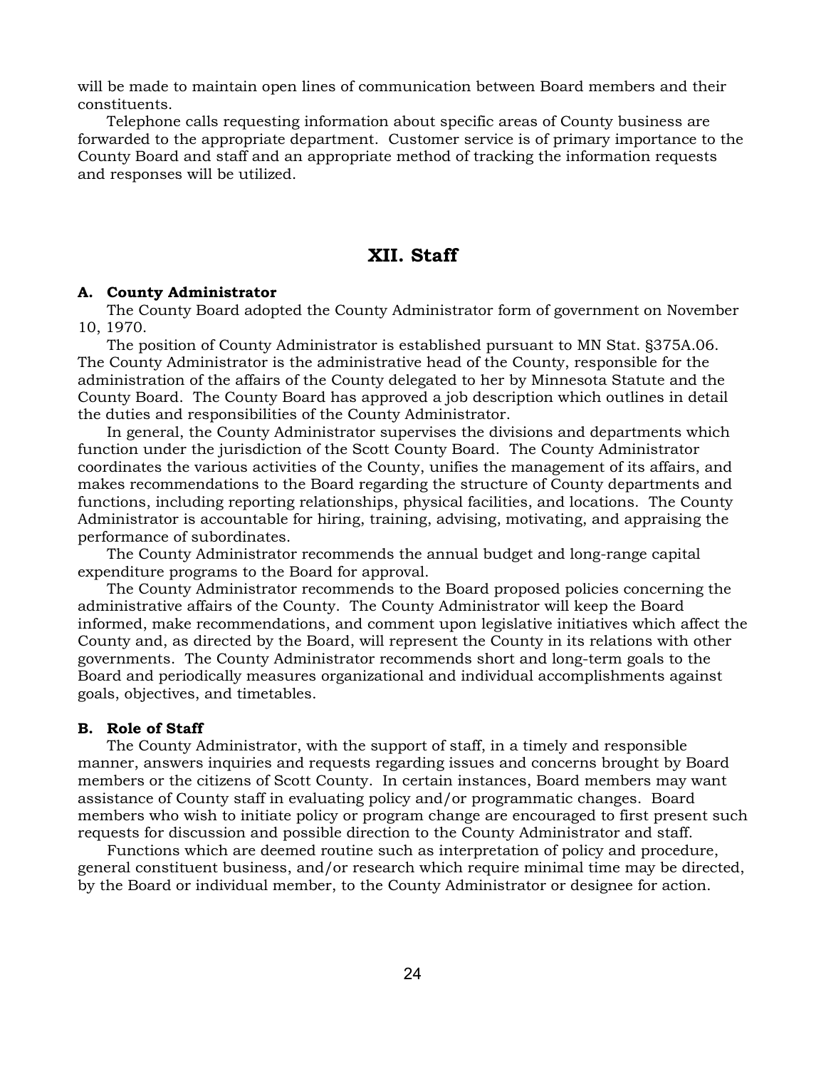will be made to maintain open lines of communication between Board members and their constituents.

Telephone calls requesting information about specific areas of County business are forwarded to the appropriate department. Customer service is of primary importance to the County Board and staff and an appropriate method of tracking the information requests and responses will be utilized.

## XII. Staff

**A. County Administrator**

The County Board adopted the County Administrator form of government on November 10, 1970.

The position of County Administrator is established pursuant to MN Stat. §375A.06. The County Administrator is the administrative head of the County, responsible for the administration of the affairs of the County delegated to her by Minnesota Statute and the County Board. The County Board has approved a job description which outlines in detail the duties and responsibilities of the County Administrator.

In general, the County Administrator supervises the divisions and departments which function under the jurisdiction of the Scott County Board. The County Administrator coordinates the various activities of the County, unifies the management of its affairs, and makes recommendations to the Board regarding the structure of County departments and functions, including reporting relationships, physical facilities, and locations. The County Administrator is accountable for hiring, training, advising, motivating, and appraising the performance of subordinates.

The County Administrator recommends the annual budget and long-range capital expenditure programs to the Board for approval.

The County Administrator recommends to the Board proposed policies concerning the administrative affairs of the County. The County Administrator will keep the Board informed, make recommendations, and comment upon legislative initiatives which affect the County and, as directed by the Board, will represent the County in its relations with other governments. The County Administrator recommends short and long-term goals to the Board and periodically measures organizational and individual accomplishments against goals, objectives, and timetables.

**B. Role of Staff**

The County Administrator, with the support of staff, in a timely and responsible manner, answers inquiries and requests regarding issues and concerns brought by Board members or the citizens of Scott County. In certain instances, Board members may want assistance of County staff in evaluating policy and/or programmatic changes. Board members who wish to initiate policy or program change are encouraged to first present such requests for discussion and possible direction to the County Administrator and staff.

Functions which are deemed routine such as interpretation of policy and procedure, general constituent business, and/or research which require minimal time may be directed, by the Board or individual member, to the County Administrator or designee for action.